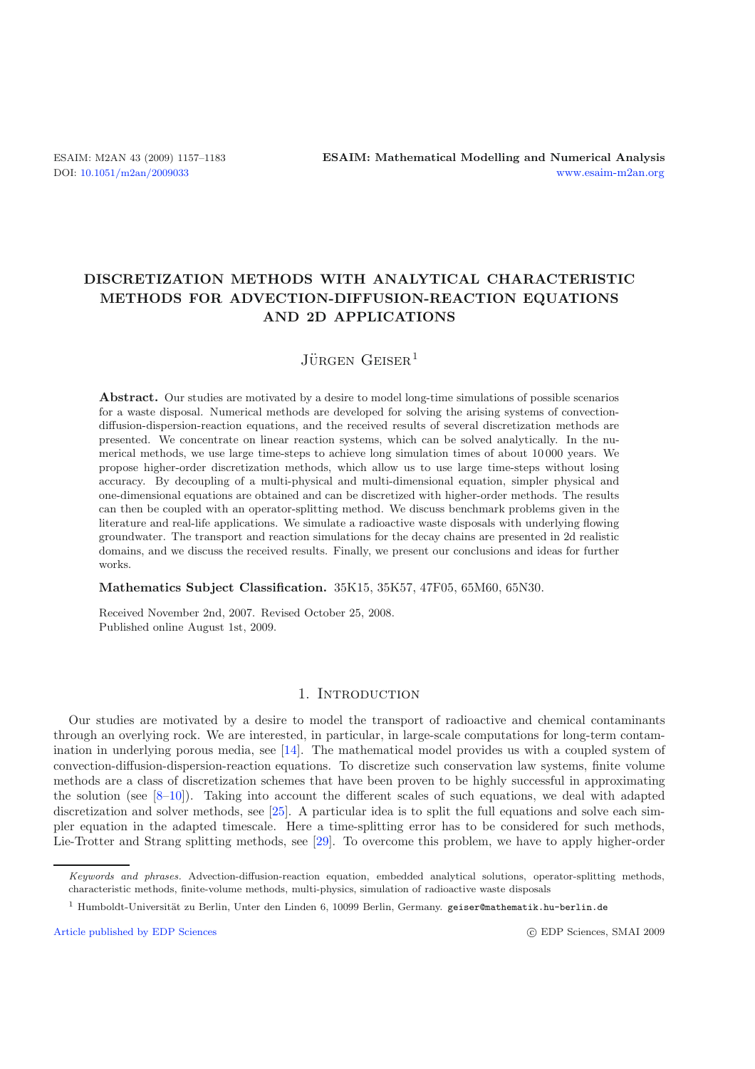# DISCRETIZATION METHODS WITH ANALYTICAL CHARACTERISTIC METHODS FOR ADVECTION-DIFFUSION-REACTION EQUATIONS AND 2D APPLICATIONS

Jürgen Geiser[1]

**Abstract.** Our studies are motivated by a desire to model long-time simulations of possible scenarios for a waste disposal. Numerical methods are developed for solving the arising systems of convection-diffusion-dispersion-reaction equations, and the received results of several discretization methods are presented. We concentrate on linear reaction systems, which can be solved analytically. In the numerical methods, we use large time-steps to achieve long simulation times of about 10 000 years. We propose higher-order discretization methods, which allow us to use large time-steps without losing accuracy. By decoupling of a multi-physical and multi-dimensional equation, simpler physical and one-dimensional equations are obtained and can be discretized with higher-order methods. The results can then be coupled with an operator-splitting method. We discuss benchmark problems given in the literature and real-life applications. We simulate a radioactive waste disposals with underlying flowing groundwater. The transport and reaction simulations for the decay chains are presented in 2d realistic domains, and we discuss the received results. Finally, we present our conclusions and ideas for further works.

**Mathematics Subject Classification.** 35K15, 35K57, 47F05, 65M60, 65N30.

Received November 2nd, 2007. Revised October 25, 2008.
Published online August 1st, 2009.

## 1. Introduction

Our studies are motivated by a desire to model the transport of radioactive and chemical contaminants through an overlying rock. We are interested, in particular, in large-scale computations for long-term contamination in underlying porous media, see [14]. The mathematical model provides us with a coupled system of convection-diffusion-dispersion-reaction equations. To discretize such conservation law systems, finite volume methods are a class of discretization schemes that have been proven to be highly successful in approximating the solution (see [8–10]). Taking into account the different scales of such equations, we deal with adapted discretization and solver methods, see [25]. A particular idea is to split the full equations and solve each simpler equation in the adapted timescale. Here a time-splitting error has to be considered for such methods, Lie-Trotter and Strang splitting methods, see [29]. To overcome this problem, we have to apply higher-order

*Keywords and phrases.* Advection-diffusion-reaction equation, embedded analytical solutions, operator-splitting methods, characteristic methods, finite-volume methods, multi-physics, simulation of radioactive waste disposals

[1] Humboldt-Universität zu Berlin, Unter den Linden 6, 10099 Berlin, Germany. geiser@mathematik.hu-berlin.de

Article published by EDP Sciences © EDP Sciences, SMAI 2009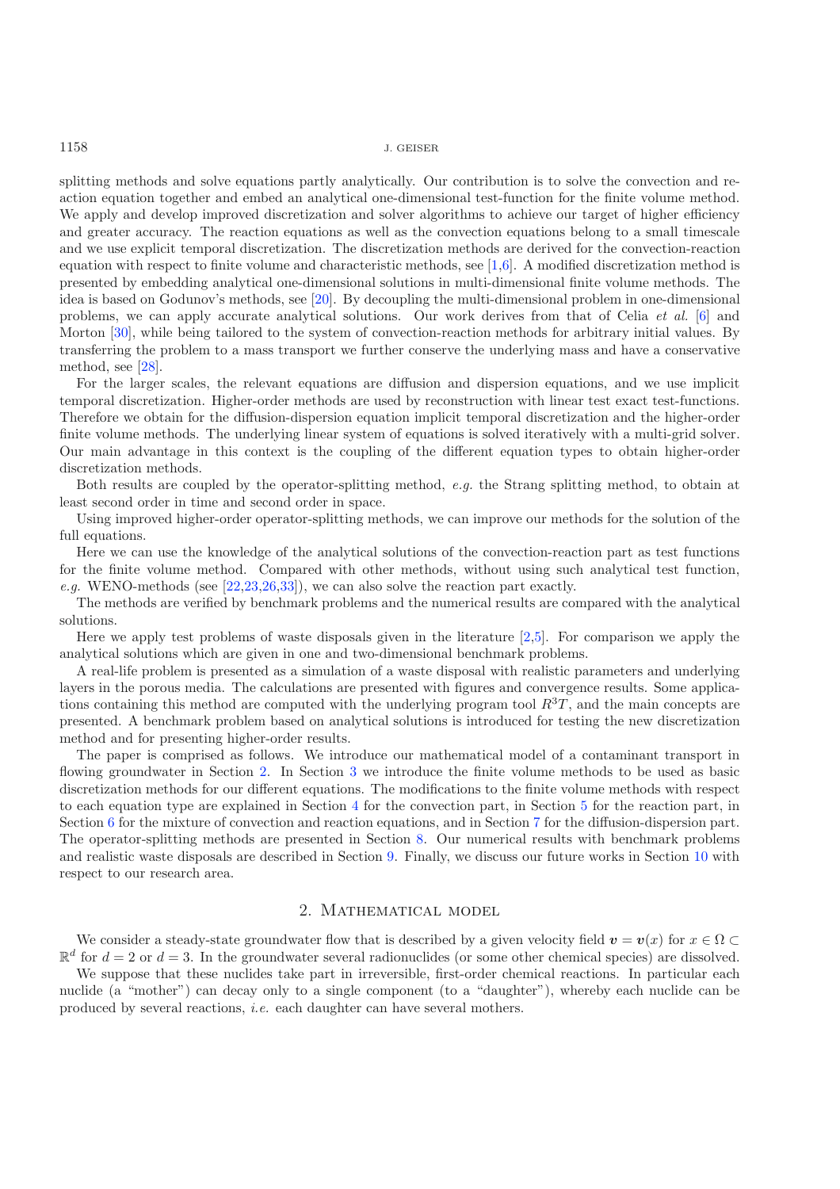splitting methods and solve equations partly analytically. Our contribution is to solve the convection and reaction equation together and embed an analytical one-dimensional test-function for the finite volume method. We apply and develop improved discretization and solver algorithms to achieve our target of higher efficiency and greater accuracy. The reaction equations as well as the convection equations belong to a small timescale and we use explicit temporal discretization. The discretization methods are derived for the convection-reaction equation with respect to finite volume and characteristic methods, see [1,6]. A modified discretization method is presented by embedding analytical one-dimensional solutions in multi-dimensional finite volume methods. The idea is based on Godunov's methods, see [20]. By decoupling the multi-dimensional problem in one-dimensional problems, we can apply accurate analytical solutions. Our work derives from that of Celia *et al.* [6] and Morton [30], while being tailored to the system of convection-reaction methods for arbitrary initial values. By transferring the problem to a mass transport we further conserve the underlying mass and have a conservative method, see [28].

For the larger scales, the relevant equations are diffusion and dispersion equations, and we use implicit temporal discretization. Higher-order methods are used by reconstruction with linear test exact test-functions. Therefore we obtain for the diffusion-dispersion equation implicit temporal discretization and the higher-order finite volume methods. The underlying linear system of equations is solved iteratively with a multi-grid solver. Our main advantage in this context is the coupling of the different equation types to obtain higher-order discretization methods.

Both results are coupled by the operator-splitting method, *e.g.* the Strang splitting method, to obtain at least second order in time and second order in space.

Using improved higher-order operator-splitting methods, we can improve our methods for the solution of the full equations.

Here we can use the knowledge of the analytical solutions of the convection-reaction part as test functions for the finite volume method. Compared with other methods, without using such analytical test function, *e.g.* WENO-methods (see [22,23,26,33]), we can also solve the reaction part exactly.

The methods are verified by benchmark problems and the numerical results are compared with the analytical solutions.

Here we apply test problems of waste disposals given in the literature [2,5]. For comparison we apply the analytical solutions which are given in one and two-dimensional benchmark problems.

A real-life problem is presented as a simulation of a waste disposal with realistic parameters and underlying layers in the porous media. The calculations are presented with figures and convergence results. Some applications containing this method are computed with the underlying program tool $R^3T$, and the main concepts are presented. A benchmark problem based on analytical solutions is introduced for testing the new discretization method and for presenting higher-order results.

The paper is comprised as follows. We introduce our mathematical model of a contaminant transport in flowing groundwater in Section 2. In Section 3 we introduce the finite volume methods to be used as basic discretization methods for our different equations. The modifications to the finite volume methods with respect to each equation type are explained in Section 4 for the convection part, in Section 5 for the reaction part, in Section 6 for the mixture of convection and reaction equations, and in Section 7 for the diffusion-dispersion part. The operator-splitting methods are presented in Section 8. Our numerical results with benchmark problems and realistic waste disposals are described in Section 9. Finally, we discuss our future works in Section 10 with respect to our research area.

## 2. Mathematical model

We consider a steady-state groundwater flow that is described by a given velocity field $\boldsymbol{v} = \boldsymbol{v}(x)$ for $x \in \Omega \subset \mathbb{R}^d$ for $d = 2$ or $d = 3$. In the groundwater several radionuclides (or some other chemical species) are dissolved.

We suppose that these nuclides take part in irreversible, first-order chemical reactions. In particular each nuclide (a "mother") can decay only to a single component (to a "daughter"), whereby each nuclide can be produced by several reactions, *i.e.* each daughter can have several mothers.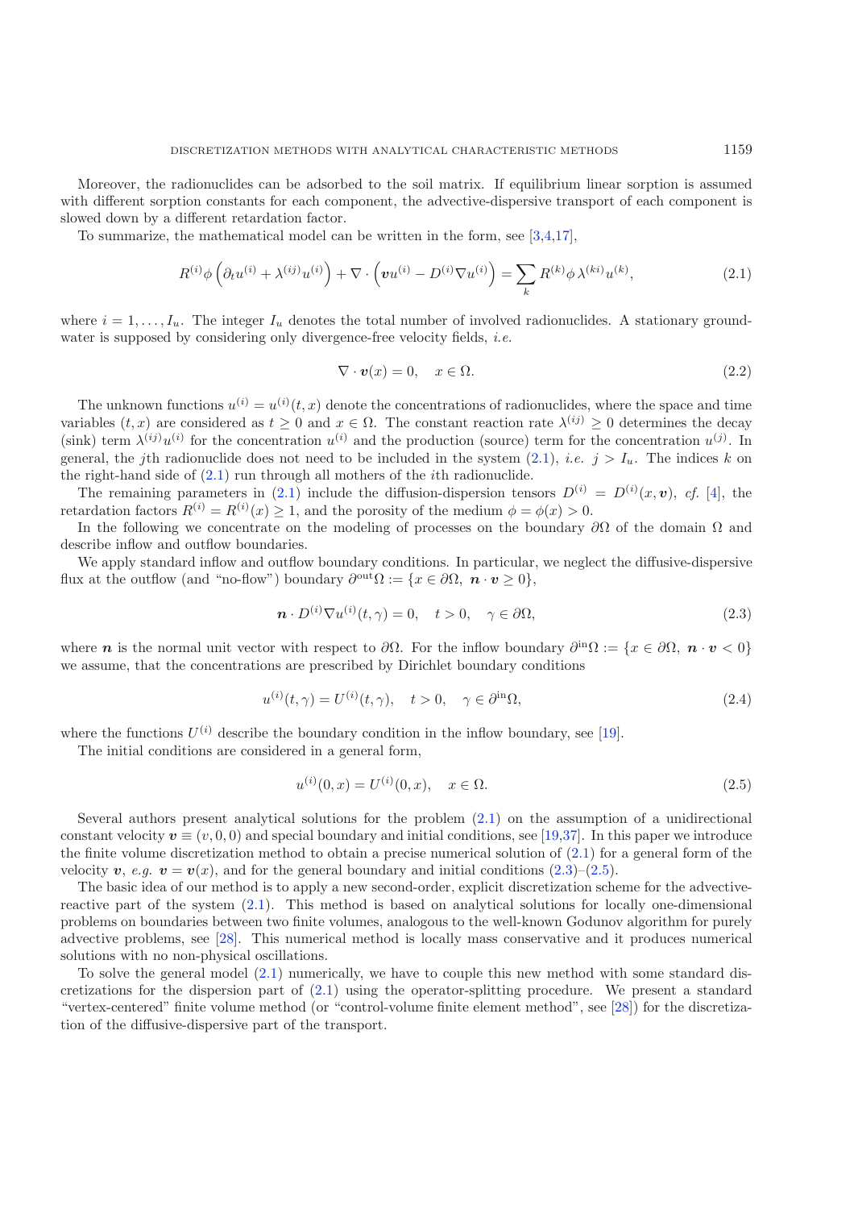Moreover, the radionuclides can be adsorbed to the soil matrix. If equilibrium linear sorption is assumed with different sorption constants for each component, the advective-dispersive transport of each component is slowed down by a different retardation factor.

To summarize, the mathematical model can be written in the form, see [3,4,17],

$$R^{(i)}\phi\left(\partial_t u^{(i)} + \lambda^{(ij)} u^{(i)}\right) + \nabla \cdot \left(\boldsymbol{v} u^{(i)} - D^{(i)} \nabla u^{(i)}\right) = \sum_k R^{(k)} \phi\, \lambda^{(ki)} u^{(k)}, \tag{2.1}$$

where $i = 1, \ldots, I_u$. The integer $I_u$ denotes the total number of involved radionuclides. A stationary groundwater is supposed by considering only divergence-free velocity fields, *i.e.*

$$\nabla \cdot \boldsymbol{v}(x) = 0, \quad x \in \Omega. \tag{2.2}$$

The unknown functions $u^{(i)} = u^{(i)}(t, x)$ denote the concentrations of radionuclides, where the space and time variables $(t, x)$ are considered as $t \geq 0$ and $x \in \Omega$. The constant reaction rate $\lambda^{(ij)} \geq 0$ determines the decay (sink) term $\lambda^{(ij)} u^{(i)}$ for the concentration $u^{(i)}$ and the production (source) term for the concentration $u^{(j)}$. In general, the $j$th radionuclide does not need to be included in the system (2.1), *i.e.* $j > I_u$. The indices $k$ on the right-hand side of (2.1) run through all mothers of the $i$th radionuclide.

The remaining parameters in (2.1) include the diffusion-dispersion tensors $D^{(i)} = D^{(i)}(x, \boldsymbol{v})$, *cf.* [4], the retardation factors $R^{(i)} = R^{(i)}(x) \geq 1$, and the porosity of the medium $\phi = \phi(x) > 0$.

In the following we concentrate on the modeling of processes on the boundary $\partial\Omega$ of the domain $\Omega$ and describe inflow and outflow boundaries.

We apply standard inflow and outflow boundary conditions. In particular, we neglect the diffusive-dispersive flux at the outflow (and "no-flow") boundary $\partial^{\text{out}}\Omega := \{x \in \partial\Omega,\ \boldsymbol{n} \cdot \boldsymbol{v} \geq 0\}$,

$$\boldsymbol{n} \cdot D^{(i)} \nabla u^{(i)}(t, \gamma) = 0, \quad t > 0, \quad \gamma \in \partial\Omega, \tag{2.3}$$

where $\boldsymbol{n}$ is the normal unit vector with respect to $\partial\Omega$. For the inflow boundary $\partial^{\text{in}}\Omega := \{x \in \partial\Omega,\ \boldsymbol{n} \cdot \boldsymbol{v} < 0\}$ we assume, that the concentrations are prescribed by Dirichlet boundary conditions

$$u^{(i)}(t, \gamma) = U^{(i)}(t, \gamma), \quad t > 0, \quad \gamma \in \partial^{\text{in}}\Omega, \tag{2.4}$$

where the functions $U^{(i)}$ describe the boundary condition in the inflow boundary, see [19].

The initial conditions are considered in a general form,

$$u^{(i)}(0, x) = U^{(i)}(0, x), \quad x \in \Omega. \tag{2.5}$$

Several authors present analytical solutions for the problem (2.1) on the assumption of a unidirectional constant velocity $\boldsymbol{v} \equiv (v, 0, 0)$ and special boundary and initial conditions, see [19,37]. In this paper we introduce the finite volume discretization method to obtain a precise numerical solution of (2.1) for a general form of the velocity $\boldsymbol{v}$, *e.g.* $\boldsymbol{v} = \boldsymbol{v}(x)$, and for the general boundary and initial conditions (2.3)–(2.5).

The basic idea of our method is to apply a new second-order, explicit discretization scheme for the advective-reactive part of the system (2.1). This method is based on analytical solutions for locally one-dimensional problems on boundaries between two finite volumes, analogous to the well-known Godunov algorithm for purely advective problems, see [28]. This numerical method is locally mass conservative and it produces numerical solutions with no non-physical oscillations.

To solve the general model (2.1) numerically, we have to couple this new method with some standard discretizations for the dispersion part of (2.1) using the operator-splitting procedure. We present a standard "vertex-centered" finite volume method (or "control-volume finite element method", see [28]) for the discretization of the diffusive-dispersive part of the transport.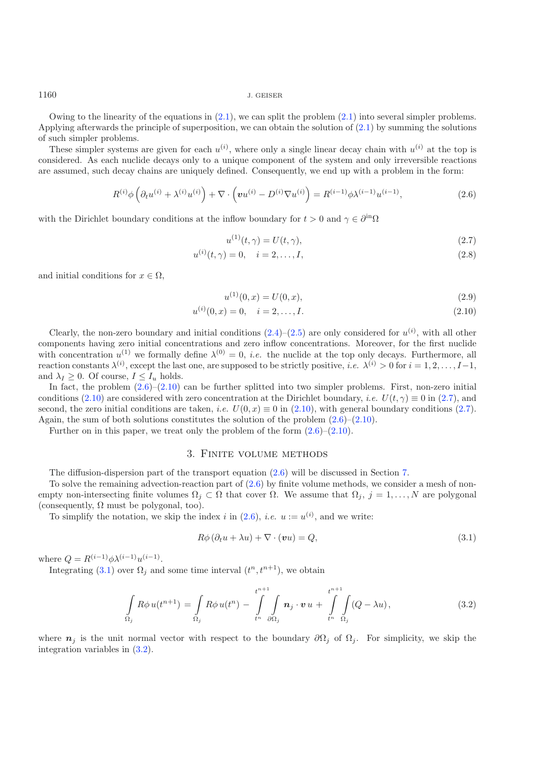Owing to the linearity of the equations in (2.1), we can split the problem (2.1) into several simpler problems. Applying afterwards the principle of superposition, we can obtain the solution of (2.1) by summing the solutions of such simpler problems.

These simpler systems are given for each $u^{(i)}$, where only a single linear decay chain with $u^{(i)}$ at the top is considered. As each nuclide decays only to a unique component of the system and only irreversible reactions are assumed, such decay chains are uniquely defined. Consequently, we end up with a problem in the form:

$$R^{(i)}\phi\left(\partial_t u^{(i)} + \lambda^{(i)}u^{(i)}\right) + \nabla \cdot \left(\boldsymbol{v}u^{(i)} - D^{(i)}\nabla u^{(i)}\right) = R^{(i-1)}\phi\lambda^{(i-1)}u^{(i-1)}, \tag{2.6}$$

with the Dirichlet boundary conditions at the inflow boundary for $t > 0$ and $\gamma \in \partial^{\mathrm{in}}\Omega$

$$u^{(1)}(t,\gamma) = U(t,\gamma), \tag{2.7}$$

$$u^{(i)}(t,\gamma) = 0, \quad i = 2,\ldots,I, \tag{2.8}$$

and initial conditions for $x \in \Omega$,

$$u^{(1)}(0,x) = U(0,x), \tag{2.9}$$

$$u^{(i)}(0,x) = 0, \quad i = 2,\ldots,I. \tag{2.10}$$

Clearly, the non-zero boundary and initial conditions (2.4)–(2.5) are only considered for $u^{(i)}$, with all other components having zero initial concentrations and zero inflow concentrations. Moreover, for the first nuclide with concentration $u^{(1)}$ we formally define $\lambda^{(0)} = 0$, *i.e.* the nuclide at the top only decays. Furthermore, all reaction constants $\lambda^{(i)}$, except the last one, are supposed to be strictly positive, *i.e.* $\lambda^{(i)} > 0$ for $i = 1,2,\ldots,I-1$, and $\lambda_I \geq 0$. Of course, $I \leq I_u$ holds.

In fact, the problem (2.6)–(2.10) can be further splitted into two simpler problems. First, non-zero initial conditions (2.10) are considered with zero concentration at the Dirichlet boundary, *i.e.* $U(t,\gamma) \equiv 0$ in (2.7), and second, the zero initial conditions are taken, *i.e.* $U(0,x) \equiv 0$ in (2.10), with general boundary conditions (2.7). Again, the sum of both solutions constitutes the solution of the problem (2.6)–(2.10).

Further on in this paper, we treat only the problem of the form (2.6)–(2.10).

## 3. Finite volume methods

The diffusion-dispersion part of the transport equation (2.6) will be discussed in Section 7.

To solve the remaining advection-reaction part of (2.6) by finite volume methods, we consider a mesh of non-empty non-intersecting finite volumes $\Omega_j \subset \Omega$ that cover $\Omega$. We assume that $\Omega_j$, $j = 1,\ldots,N$ are polygonal (consequently, $\Omega$ must be polygonal, too).

To simplify the notation, we skip the index $i$ in (2.6), *i.e.* $u := u^{(i)}$, and we write:

$$R\phi\left(\partial_t u + \lambda u\right) + \nabla \cdot (\boldsymbol{v}u) = Q, \tag{3.1}$$

where $Q = R^{(i-1)}\phi\lambda^{(i-1)}u^{(i-1)}$.

Integrating (3.1) over $\Omega_j$ and some time interval $(t^n, t^{n+1})$, we obtain

$$\int_{\Omega_j} R\phi\, u(t^{n+1}) = \int_{\Omega_j} R\phi\, u(t^n) - \int_{t^n}^{t^{n+1}}\int_{\partial\Omega_j} \boldsymbol{n}_j \cdot \boldsymbol{v}\, u + \int_{t^n}^{t^{n+1}}\int_{\Omega_j} (Q - \lambda u), \tag{3.2}$$

where $\boldsymbol{n}_j$ is the unit normal vector with respect to the boundary $\partial\Omega_j$ of $\Omega_j$. For simplicity, we skip the integration variables in (3.2).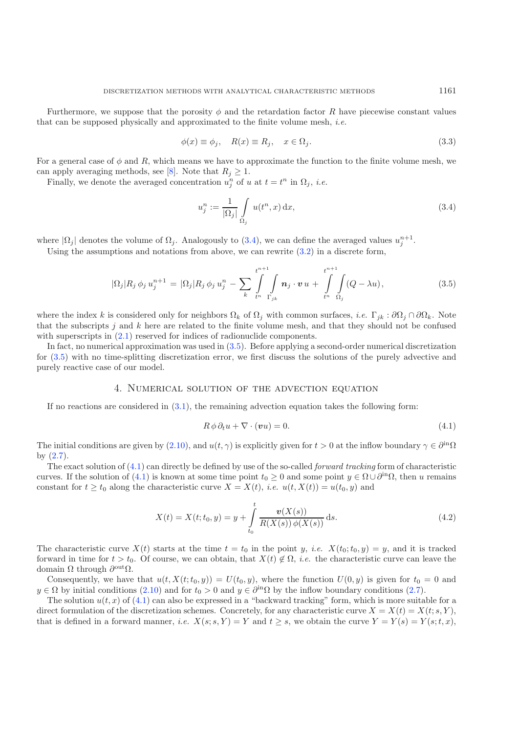Furthermore, we suppose that the porosity $\phi$ and the retardation factor $R$ have piecewise constant values that can be supposed physically and approximated to the finite volume mesh, *i.e.*

$$\phi(x) \equiv \phi_j, \quad R(x) \equiv R_j, \quad x \in \Omega_j. \tag{3.3}$$

For a general case of $\phi$ and $R$, which means we have to approximate the function to the finite volume mesh, we can apply averaging methods, see [8]. Note that $R_j \geq 1$.

Finally, we denote the averaged concentration $u_j^n$ of $u$ at $t = t^n$ in $\Omega_j$, *i.e.*

$$u_j^n := \frac{1}{|\Omega_j|} \int\limits_{\Omega_j} u(t^n, x) \, \mathrm{d}x, \tag{3.4}$$

where $|\Omega_j|$ denotes the volume of $\Omega_j$. Analogously to (3.4), we can define the averaged values $u_j^{n+1}$.

Using the assumptions and notations from above, we can rewrite (3.2) in a discrete form,

$$|\Omega_j| R_j \, \phi_j \, u_j^{n+1} = |\Omega_j| R_j \, \phi_j \, u_j^n - \sum_k \int\limits_{t^n}^{t^{n+1}} \int\limits_{\Gamma_{jk}} \boldsymbol{n}_j \cdot \boldsymbol{v} \, u + \int\limits_{t^n}^{t^{n+1}} \int\limits_{\Omega_j} (Q - \lambda u), \tag{3.5}$$

where the index $k$ is considered only for neighbors $\Omega_k$ of $\Omega_j$ with common surfaces, *i.e.* $\Gamma_{jk} : \partial\Omega_j \cap \partial\Omega_k$. Note that the subscripts $j$ and $k$ here are related to the finite volume mesh, and that they should not be confused with superscripts in (2.1) reserved for indices of radionuclide components.

In fact, no numerical approximation was used in (3.5). Before applying a second-order numerical discretization for (3.5) with no time-splitting discretization error, we first discuss the solutions of the purely advective and purely reactive case of our model.

## 4. Numerical solution of the advection equation

If no reactions are considered in (3.1), the remaining advection equation takes the following form:

$$R \, \phi \, \partial_t u + \nabla \cdot (\boldsymbol{v} u) = 0. \tag{4.1}$$

The initial conditions are given by (2.10), and $u(t, \gamma)$ is explicitly given for $t > 0$ at the inflow boundary $\gamma \in \partial^{\mathrm{in}}\Omega$ by (2.7).

The exact solution of (4.1) can directly be defined by use of the so-called *forward tracking* form of characteristic curves. If the solution of (4.1) is known at some time point $t_0 \geq 0$ and some point $y \in \Omega \cup \partial^{\mathrm{in}}\Omega$, then $u$ remains constant for $t \geq t_0$ along the characteristic curve $X = X(t)$, *i.e.* $u(t, X(t)) = u(t_0, y)$ and

$$X(t) = X(t; t_0, y) = y + \int\limits_{t_0}^{t} \frac{\boldsymbol{v}(X(s))}{R(X(s)) \, \phi(X(s))} \, \mathrm{d}s. \tag{4.2}$$

The characteristic curve $X(t)$ starts at the time $t = t_0$ in the point $y$, *i.e.* $X(t_0; t_0, y) = y$, and it is tracked forward in time for $t > t_0$. Of course, we can obtain, that $X(t) \notin \Omega$, *i.e.* the characteristic curve can leave the domain $\Omega$ through $\partial^{\mathrm{out}}\Omega$.

Consequently, we have that $u(t, X(t; t_0, y)) = U(t_0, y)$, where the function $U(0, y)$ is given for $t_0 = 0$ and $y \in \Omega$ by initial conditions (2.10) and for $t_0 > 0$ and $y \in \partial^{\mathrm{in}}\Omega$ by the inflow boundary conditions (2.7).

The solution $u(t, x)$ of (4.1) can also be expressed in a "backward tracking" form, which is more suitable for a direct formulation of the discretization schemes. Concretely, for any characteristic curve $X = X(t) = X(t; s, Y)$, that is defined in a forward manner, *i.e.* $X(s; s, Y) = Y$ and $t \geq s$, we obtain the curve $Y = Y(s) = Y(s; t, x)$,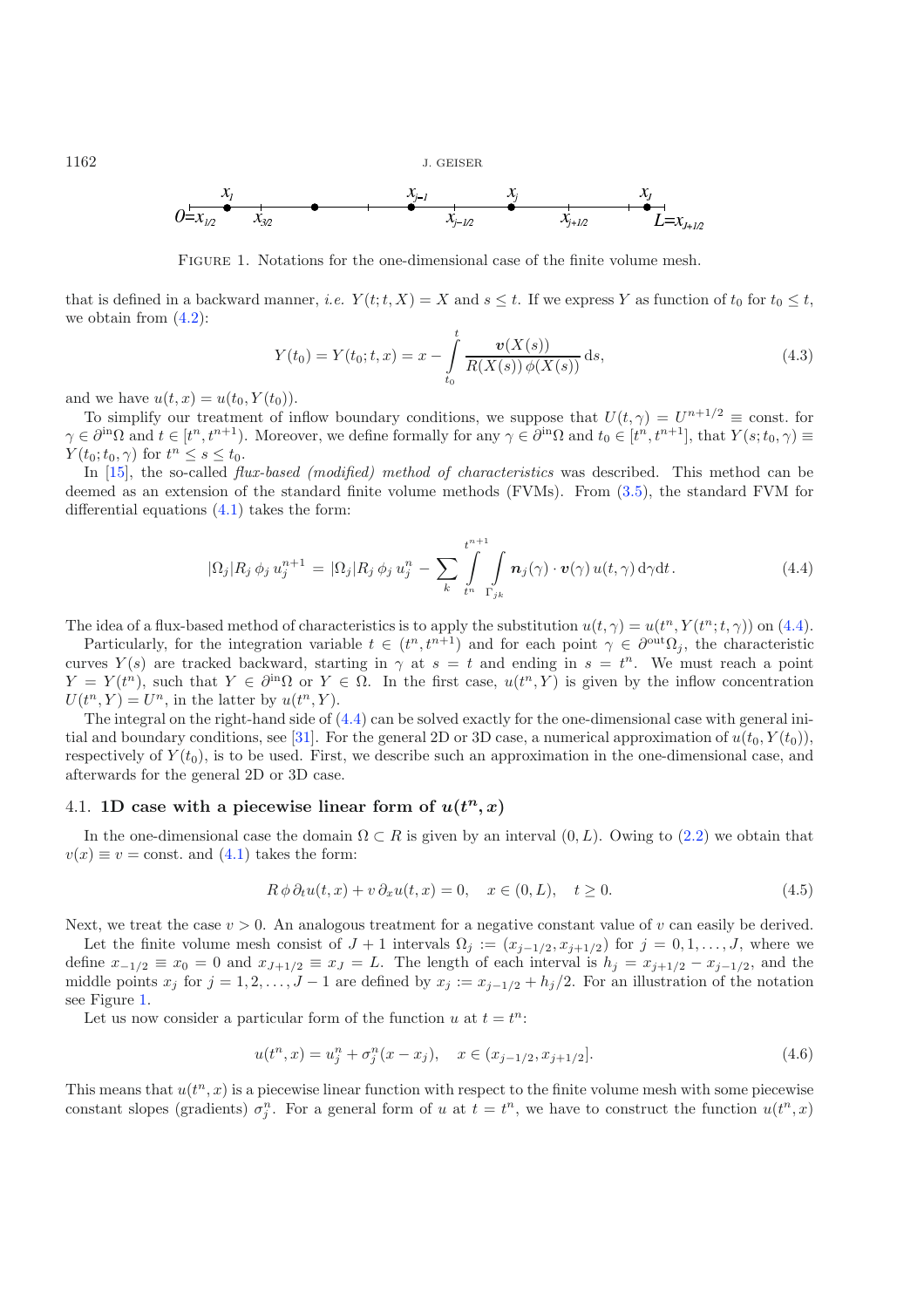Figure 1. Notations for the one-dimensional case of the finite volume mesh.

that is defined in a backward manner, *i.e.* $Y(t;t,X) = X$ and $s \leq t$. If we express $Y$ as function of $t_0$ for $t_0 \leq t$, we obtain from (4.2):

$$Y(t_0) = Y(t_0;t,x) = x - \int_{t_0}^{t} \frac{\boldsymbol{v}(X(s))}{R(X(s))\,\phi(X(s))}\,\mathrm{d}s, \tag{4.3}$$

and we have $u(t,x) = u(t_0, Y(t_0))$.

To simplify our treatment of inflow boundary conditions, we suppose that $U(t,\gamma) = U^{n+1/2} \equiv$ const. for $\gamma \in \partial^{\text{in}}\Omega$ and $t \in [t^n, t^{n+1})$. Moreover, we define formally for any $\gamma \in \partial^{\text{in}}\Omega$ and $t_0 \in [t^n, t^{n+1}]$, that $Y(s;t_0,\gamma) \equiv Y(t_0;t_0,\gamma)$ for $t^n \leq s \leq t_0$.

In [15], the so-called *flux-based (modified) method of characteristics* was described. This method can be deemed as an extension of the standard finite volume methods (FVMs). From (3.5), the standard FVM for differential equations (4.1) takes the form:

$$|\Omega_j| R_j\,\phi_j\,u_j^{n+1} = |\Omega_j| R_j\,\phi_j\,u_j^n - \sum_k \int_{t^n}^{t^{n+1}} \int_{\Gamma_{jk}} \boldsymbol{n}_j(\gamma)\cdot\boldsymbol{v}(\gamma)\,u(t,\gamma)\,\mathrm{d}\gamma\mathrm{d}t\,. \tag{4.4}$$

The idea of a flux-based method of characteristics is to apply the substitution $u(t,\gamma) = u(t^n, Y(t^n;t,\gamma))$ on (4.4).

Particularly, for the integration variable $t \in (t^n, t^{n+1})$ and for each point $\gamma \in \partial^{\text{out}}\Omega_j$, the characteristic curves $Y(s)$ are tracked backward, starting in $\gamma$ at $s = t$ and ending in $s = t^n$. We must reach a point $Y = Y(t^n)$, such that $Y \in \partial^{\text{in}}\Omega$ or $Y \in \Omega$. In the first case, $u(t^n, Y)$ is given by the inflow concentration $U(t^n, Y) = U^n$, in the latter by $u(t^n, Y)$.

The integral on the right-hand side of (4.4) can be solved exactly for the one-dimensional case with general initial and boundary conditions, see [31]. For the general 2D or 3D case, a numerical approximation of $u(t_0, Y(t_0))$, respectively of $Y(t_0)$, is to be used. First, we describe such an approximation in the one-dimensional case, and afterwards for the general 2D or 3D case.

## 4.1. 1D case with a piecewise linear form of $u(t^n, x)$

In the one-dimensional case the domain $\Omega \subset R$ is given by an interval $(0,L)$. Owing to (2.2) we obtain that $v(x) \equiv v = $ const. and (4.1) takes the form:

$$R\,\phi\,\partial_t u(t,x) + v\,\partial_x u(t,x) = 0, \quad x \in (0,L), \quad t \geq 0. \tag{4.5}$$

Next, we treat the case $v > 0$. An analogous treatment for a negative constant value of $v$ can easily be derived.

Let the finite volume mesh consist of $J+1$ intervals $\Omega_j := (x_{j-1/2}, x_{j+1/2})$ for $j = 0,1,\ldots,J$, where we define $x_{-1/2} \equiv x_0 = 0$ and $x_{J+1/2} \equiv x_J = L$. The length of each interval is $h_j = x_{j+1/2} - x_{j-1/2}$, and the middle points $x_j$ for $j = 1,2,\ldots,J-1$ are defined by $x_j := x_{j-1/2} + h_j/2$. For an illustration of the notation see Figure 1.

Let us now consider a particular form of the function $u$ at $t = t^n$:

$$u(t^n, x) = u_j^n + \sigma_j^n (x - x_j), \quad x \in (x_{j-1/2}, x_{j+1/2}]. \tag{4.6}$$

This means that $u(t^n, x)$ is a piecewise linear function with respect to the finite volume mesh with some piecewise constant slopes (gradients) $\sigma_j^n$. For a general form of $u$ at $t = t^n$, we have to construct the function $u(t^n, x)$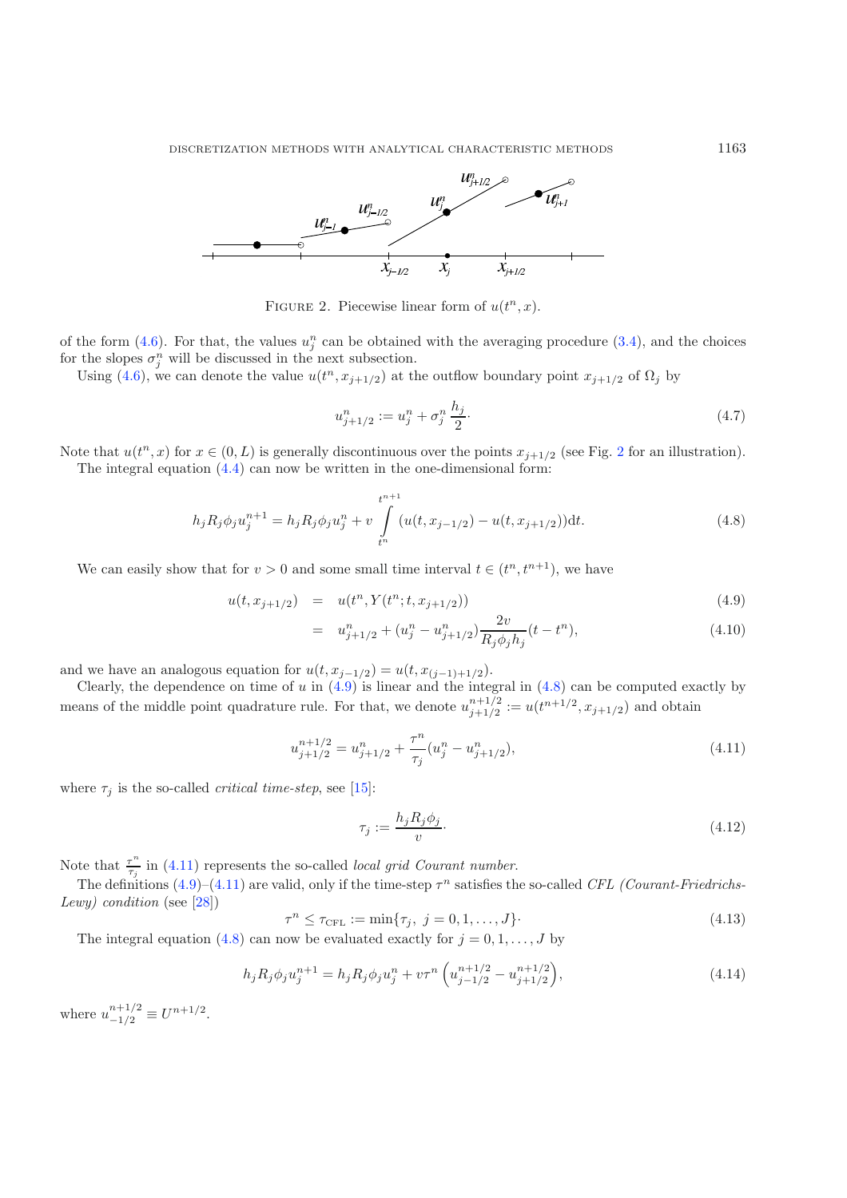FIGURE 2. Piecewise linear form of $u(t^n, x)$.

of the form (4.6). For that, the values $u_j^n$ can be obtained with the averaging procedure (3.4), and the choices for the slopes $\sigma_j^n$ will be discussed in the next subsection.

Using (4.6), we can denote the value $u(t^n, x_{j+1/2})$ at the outflow boundary point $x_{j+1/2}$ of $\Omega_j$ by

$$u_{j+1/2}^n := u_j^n + \sigma_j^n \frac{h_j}{2}. \tag{4.7}$$

Note that $u(t^n, x)$ for $x \in (0, L)$ is generally discontinuous over the points $x_{j+1/2}$ (see Fig. 2 for an illustration).

The integral equation (4.4) can now be written in the one-dimensional form:

$$h_j R_j \phi_j u_j^{n+1} = h_j R_j \phi_j u_j^n + v \int_{t^n}^{t^{n+1}} (u(t, x_{j-1/2}) - u(t, x_{j+1/2}))\mathrm{d}t. \tag{4.8}$$

We can easily show that for $v > 0$ and some small time interval $t \in (t^n, t^{n+1})$, we have

$$u(t, x_{j+1/2}) = u(t^n, Y(t^n; t, x_{j+1/2})) \tag{4.9}$$

$$= u_{j+1/2}^n + (u_j^n - u_{j+1/2}^n) \frac{2v}{R_j \phi_j h_j}(t - t^n), \tag{4.10}$$

and we have an analogous equation for $u(t, x_{j-1/2}) = u(t, x_{(j-1)+1/2})$.

Clearly, the dependence on time of $u$ in (4.9) is linear and the integral in (4.8) can be computed exactly by means of the middle point quadrature rule. For that, we denote $u_{j+1/2}^{n+1/2} := u(t^{n+1/2}, x_{j+1/2})$ and obtain

$$u_{j+1/2}^{n+1/2} = u_{j+1/2}^n + \frac{\tau^n}{\tau_j}(u_j^n - u_{j+1/2}^n), \tag{4.11}$$

where $\tau_j$ is the so-called *critical time-step*, see [15]:

$$\tau_j := \frac{h_j R_j \phi_j}{v}. \tag{4.12}$$

Note that $\frac{\tau^n}{\tau_j}$ in (4.11) represents the so-called *local grid Courant number*.

The definitions (4.9)–(4.11) are valid, only if the time-step $\tau^n$ satisfies the so-called *CFL (Courant-Friedrichs-Lewy) condition* (see [28])

$$\tau^n \leq \tau_{\text{CFL}} := \min\{\tau_j,\ j = 0, 1, \ldots, J\}. \tag{4.13}$$

The integral equation (4.8) can now be evaluated exactly for $j = 0, 1, \ldots, J$ by

$$h_j R_j \phi_j u_j^{n+1} = h_j R_j \phi_j u_j^n + v\tau^n \left(u_{j-1/2}^{n+1/2} - u_{j+1/2}^{n+1/2}\right), \tag{4.14}$$

where $u_{-1/2}^{n+1/2} \equiv U^{n+1/2}$.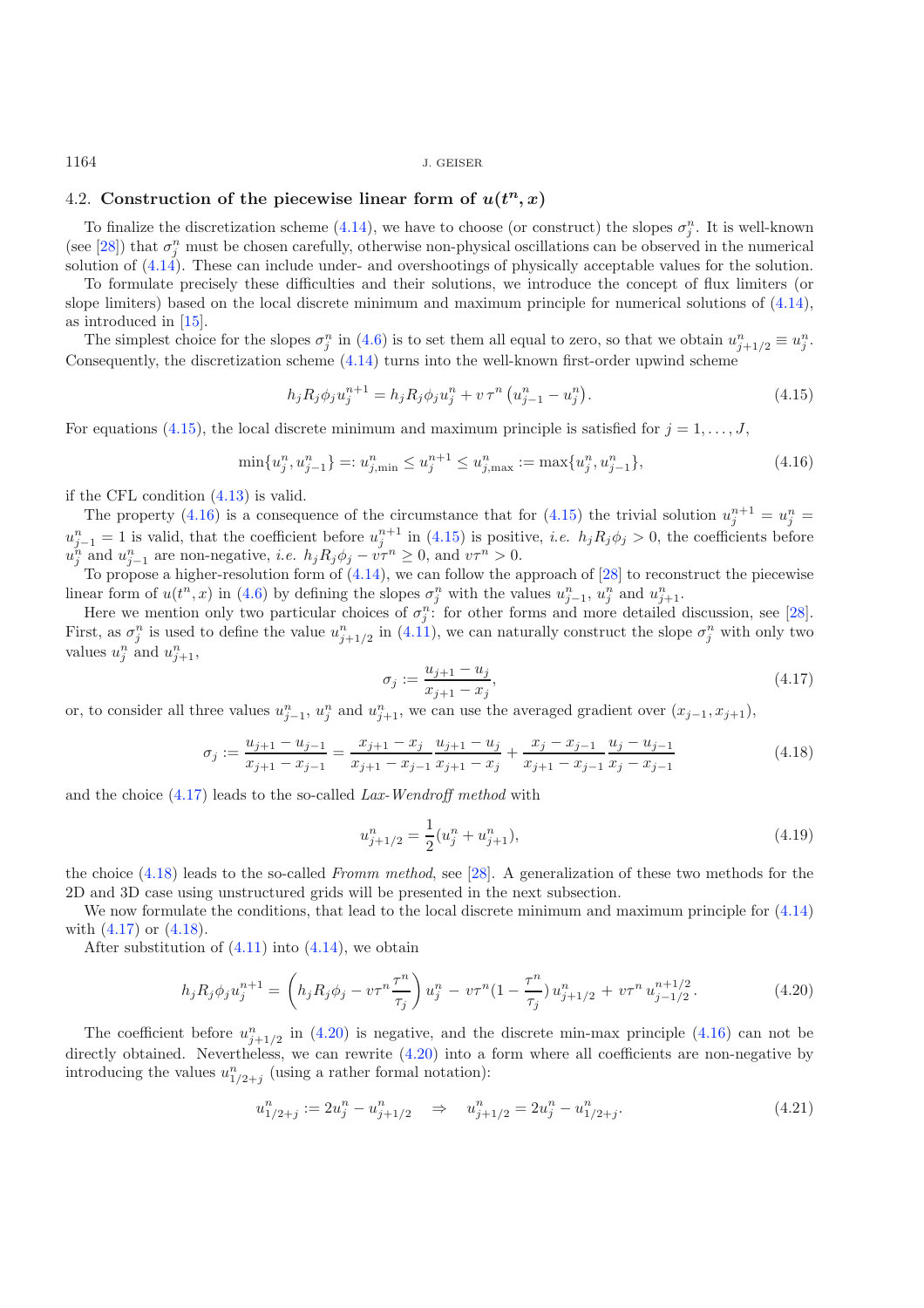### 4.2. Construction of the piecewise linear form of $u(t^n, x)$

To finalize the discretization scheme (4.14), we have to choose (or construct) the slopes $\sigma_j^n$. It is well-known (see [28]) that $\sigma_j^n$ must be chosen carefully, otherwise non-physical oscillations can be observed in the numerical solution of (4.14). These can include under- and overshootings of physically acceptable values for the solution.

To formulate precisely these difficulties and their solutions, we introduce the concept of flux limiters (or slope limiters) based on the local discrete minimum and maximum principle for numerical solutions of (4.14), as introduced in [15].

The simplest choice for the slopes $\sigma_j^n$ in (4.6) is to set them all equal to zero, so that we obtain $u_{j+1/2}^n \equiv u_j^n$. Consequently, the discretization scheme (4.14) turns into the well-known first-order upwind scheme

$$h_j R_j \phi_j u_j^{n+1} = h_j R_j \phi_j u_j^n + v\,\tau^n \left(u_{j-1}^n - u_j^n\right). \tag{4.15}$$

For equations (4.15), the local discrete minimum and maximum principle is satisfied for $j = 1, \ldots, J$,

$$\min\{u_j^n, u_{j-1}^n\} =: u_{j,\min}^n \le u_j^{n+1} \le u_{j,\max}^n := \max\{u_j^n, u_{j-1}^n\}, \tag{4.16}$$

if the CFL condition (4.13) is valid.

The property (4.16) is a consequence of the circumstance that for (4.15) the trivial solution $u_j^{n+1} = u_j^n = u_{j-1}^n = 1$ is valid, that the coefficient before $u_j^{n+1}$ in (4.15) is positive, *i.e.* $h_j R_j \phi_j > 0$, the coefficients before $u_j^n$ and $u_{j-1}^n$ are non-negative, *i.e.* $h_j R_j \phi_j - v\tau^n \ge 0$, and $v\tau^n > 0$.

To propose a higher-resolution form of (4.14), we can follow the approach of [28] to reconstruct the piecewise linear form of $u(t^n, x)$ in (4.6) by defining the slopes $\sigma_j^n$ with the values $u_{j-1}^n$, $u_j^n$ and $u_{j+1}^n$.

Here we mention only two particular choices of $\sigma_j^n$: for other forms and more detailed discussion, see [28]. First, as $\sigma_j^n$ is used to define the value $u_{j+1/2}^n$ in (4.11), we can naturally construct the slope $\sigma_j^n$ with only two values $u_j^n$ and $u_{j+1}^n$,

$$\sigma_j := \frac{u_{j+1} - u_j}{x_{j+1} - x_j}, \tag{4.17}$$

or, to consider all three values $u_{j-1}^n$, $u_j^n$ and $u_{j+1}^n$, we can use the averaged gradient over $(x_{j-1}, x_{j+1})$,

$$\sigma_j := \frac{u_{j+1} - u_{j-1}}{x_{j+1} - x_{j-1}} = \frac{x_{j+1} - x_j}{x_{j+1} - x_{j-1}} \frac{u_{j+1} - u_j}{x_{j+1} - x_j} + \frac{x_j - x_{j-1}}{x_{j+1} - x_{j-1}} \frac{u_j - u_{j-1}}{x_j - x_{j-1}} \tag{4.18}$$

and the choice (4.17) leads to the so-called *Lax-Wendroff method* with

$$u_{j+1/2}^n = \frac{1}{2}(u_j^n + u_{j+1}^n), \tag{4.19}$$

the choice (4.18) leads to the so-called *Fromm method*, see [28]. A generalization of these two methods for the 2D and 3D case using unstructured grids will be presented in the next subsection.

We now formulate the conditions, that lead to the local discrete minimum and maximum principle for (4.14) with (4.17) or (4.18).

After substitution of (4.11) into (4.14), we obtain

$$h_j R_j \phi_j u_j^{n+1} = \left(h_j R_j \phi_j - v\tau^n \frac{\tau^n}{\tau_j}\right) u_j^n \,-\, v\tau^n \Big(1 - \frac{\tau^n}{\tau_j}\Big)\, u_{j+1/2}^n \,+\, v\tau^n\, u_{j-1/2}^{n+1/2}. \tag{4.20}$$

The coefficient before $u_{j+1/2}^n$ in (4.20) is negative, and the discrete min-max principle (4.16) can not be directly obtained. Nevertheless, we can rewrite (4.20) into a form where all coefficients are non-negative by introducing the values $u_{1/2+j}^n$ (using a rather formal notation):

$$u_{1/2+j}^n := 2u_j^n - u_{j+1/2}^n \quad \Rightarrow \quad u_{j+1/2}^n = 2u_j^n - u_{1/2+j}^n. \tag{4.21}$$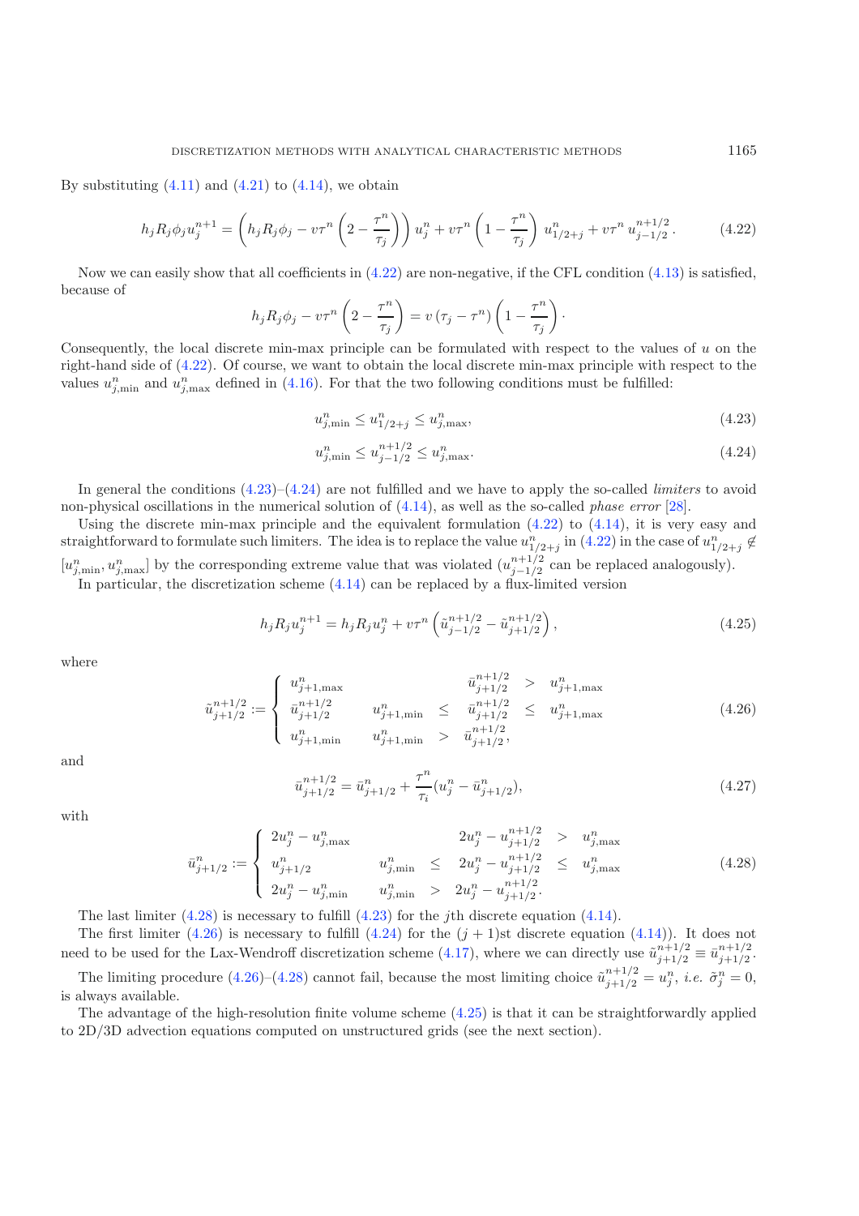By substituting (4.11) and (4.21) to (4.14), we obtain

$$h_j R_j \phi_j u_j^{n+1} = \left( h_j R_j \phi_j - v\tau^n \left( 2 - \frac{\tau^n}{\tau_j} \right) \right) u_j^n + v\tau^n \left( 1 - \frac{\tau^n}{\tau_j} \right) u_{1/2+j}^n + v\tau^n \, u_{j-1/2}^{n+1/2} . \tag{4.22}$$

Now we can easily show that all coefficients in (4.22) are non-negative, if the CFL condition (4.13) is satisfied, because of

$$h_j R_j \phi_j - v\tau^n \left( 2 - \frac{\tau^n}{\tau_j} \right) = v \left( \tau_j - \tau^n \right) \left( 1 - \frac{\tau^n}{\tau_j} \right) \cdot$$

Consequently, the local discrete min-max principle can be formulated with respect to the values of $u$ on the right-hand side of (4.22). Of course, we want to obtain the local discrete min-max principle with respect to the values $u_{j,\min}^n$ and $u_{j,\max}^n$ defined in (4.16). For that the two following conditions must be fulfilled:

$$u_{j,\min}^n \le u_{1/2+j}^n \le u_{j,\max}^n , \tag{4.23}$$

$$u_{j,\min}^n \le u_{j-1/2}^{n+1/2} \le u_{j,\max}^n . \tag{4.24}$$

In general the conditions (4.23)–(4.24) are not fulfilled and we have to apply the so-called *limiters* to avoid non-physical oscillations in the numerical solution of (4.14), as well as the so-called *phase error* [28].

Using the discrete min-max principle and the equivalent formulation (4.22) to (4.14), it is very easy and straightforward to formulate such limiters. The idea is to replace the value $u_{1/2+j}^n$ in (4.22) in the case of $u_{1/2+j}^n \notin [u_{j,\min}^n, u_{j,\max}^n]$ by the corresponding extreme value that was violated ($u_{j-1/2}^{n+1/2}$ can be replaced analogously).

In particular, the discretization scheme (4.14) can be replaced by a flux-limited version

$$h_j R_j u_j^{n+1} = h_j R_j u_j^n + v\tau^n \left( \tilde{u}_{j-1/2}^{n+1/2} - \tilde{u}_{j+1/2}^{n+1/2} \right) , \tag{4.25}$$

where

$$\tilde{u}_{j+1/2}^{n+1/2} := \begin{cases} u_{j+1,\max}^n & \bar{u}_{j+1/2}^{n+1/2} > u_{j+1,\max}^n \\ \bar{u}_{j+1/2}^{n+1/2} & u_{j+1,\min}^n \le \bar{u}_{j+1/2}^{n+1/2} \le u_{j+1,\max}^n \\ u_{j+1,\min}^n & u_{j+1,\min}^n > \bar{u}_{j+1/2}^{n+1/2} , \end{cases} \tag{4.26}$$

and

$$\bar{u}_{j+1/2}^{n+1/2} = \bar{u}_{j+1/2}^n + \frac{\tau^n}{\tau_i} (u_j^n - \bar{u}_{j+1/2}^n), \tag{4.27}$$

with

$$\bar{u}_{j+1/2}^n := \begin{cases} 2u_j^n - u_{j,\max}^n & 2u_j^n - u_{j+1/2}^{n+1/2} > u_{j,\max}^n \\ u_{j+1/2}^n & u_{j,\min}^n \le 2u_j^n - u_{j+1/2}^{n+1/2} \le u_{j,\max}^n \\ 2u_j^n - u_{j,\min}^n & u_{j,\min}^n > 2u_j^n - u_{j+1/2}^{n+1/2} . \end{cases} \tag{4.28}$$

The last limiter (4.28) is necessary to fulfill (4.23) for the $j$th discrete equation (4.14).

The first limiter (4.26) is necessary to fulfill (4.24) for the $(j+1)$st discrete equation (4.14)). It does not need to be used for the Lax-Wendroff discretization scheme (4.17), where we can directly use $\tilde{u}_{j+1/2}^{n+1/2} \equiv \bar{u}_{j+1/2}^{n+1/2}$.

The limiting procedure (4.26)–(4.28) cannot fail, because the most limiting choice $\tilde{u}_{j+1/2}^{n+1/2} = u_j^n$, *i.e.* $\tilde{\sigma}_j^n = 0$, is always available.

The advantage of the high-resolution finite volume scheme (4.25) is that it can be straightforwardly applied to 2D/3D advection equations computed on unstructured grids (see the next section).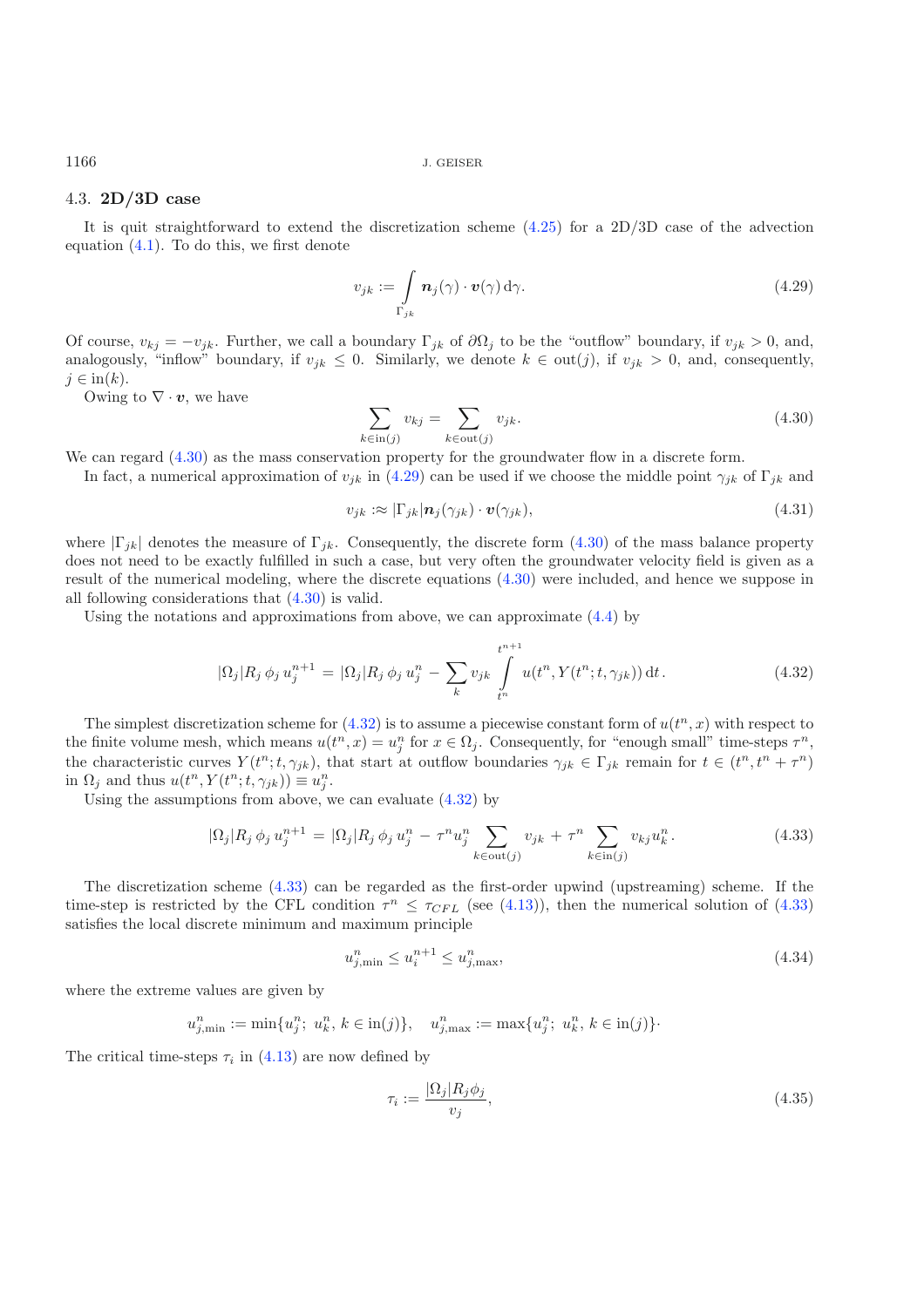### 4.3. **2D/3D case**

It is quit straightforward to extend the discretization scheme (4.25) for a 2D/3D case of the advection equation (4.1). To do this, we first denote

$$v_{jk} := \int_{\Gamma_{jk}} \boldsymbol{n}_j(\gamma) \cdot \boldsymbol{v}(\gamma)\, \mathrm{d}\gamma. \tag{4.29}$$

Of course, $v_{kj} = -v_{jk}$. Further, we call a boundary $\Gamma_{jk}$ of $\partial\Omega_j$ to be the "outflow" boundary, if $v_{jk} > 0$, and, analogously, "inflow" boundary, if $v_{jk} \leq 0$. Similarly, we denote $k \in \mathrm{out}(j)$, if $v_{jk} > 0$, and, consequently, $j \in \mathrm{in}(k)$.

Owing to $\nabla \cdot \boldsymbol{v}$, we have

$$\sum_{k \in \mathrm{in}(j)} v_{kj} = \sum_{k \in \mathrm{out}(j)} v_{jk}. \tag{4.30}$$

We can regard (4.30) as the mass conservation property for the groundwater flow in a discrete form.

In fact, a numerical approximation of $v_{jk}$ in (4.29) can be used if we choose the middle point $\gamma_{jk}$ of $\Gamma_{jk}$ and

$$v_{jk} :\approx |\Gamma_{jk}| \boldsymbol{n}_j(\gamma_{jk}) \cdot \boldsymbol{v}(\gamma_{jk}), \tag{4.31}$$

where $|\Gamma_{jk}|$ denotes the measure of $\Gamma_{jk}$. Consequently, the discrete form (4.30) of the mass balance property does not need to be exactly fulfilled in such a case, but very often the groundwater velocity field is given as a result of the numerical modeling, where the discrete equations (4.30) were included, and hence we suppose in all following considerations that (4.30) is valid.

Using the notations and approximations from above, we can approximate (4.4) by

$$|\Omega_j| R_j\, \phi_j\, u_j^{n+1} = |\Omega_j| R_j\, \phi_j\, u_j^n - \sum_k v_{jk} \int_{t^n}^{t^{n+1}} u(t^n, Y(t^n; t, \gamma_{jk}))\, \mathrm{d}t\,. \tag{4.32}$$

The simplest discretization scheme for (4.32) is to assume a piecewise constant form of $u(t^n, x)$ with respect to the finite volume mesh, which means $u(t^n, x) = u_j^n$ for $x \in \Omega_j$. Consequently, for "enough small" time-steps $\tau^n$, the characteristic curves $Y(t^n; t, \gamma_{jk})$, that start at outflow boundaries $\gamma_{jk} \in \Gamma_{jk}$ remain for $t \in (t^n, t^n + \tau^n)$ in $\Omega_j$ and thus $u(t^n, Y(t^n; t, \gamma_{jk})) \equiv u_j^n$.

Using the assumptions from above, we can evaluate (4.32) by

$$|\Omega_j| R_j\, \phi_j\, u_j^{n+1} = |\Omega_j| R_j\, \phi_j\, u_j^n - \tau^n u_j^n \sum_{k \in \mathrm{out}(j)} v_{jk} + \tau^n \sum_{k \in \mathrm{in}(j)} v_{kj} u_k^n. \tag{4.33}$$

The discretization scheme (4.33) can be regarded as the first-order upwind (upstreaming) scheme. If the time-step is restricted by the CFL condition $\tau^n \leq \tau_{CFL}$ (see (4.13)), then the numerical solution of (4.33) satisfies the local discrete minimum and maximum principle

$$u_{j,\min}^n \leq u_i^{n+1} \leq u_{j,\max}^n, \tag{4.34}$$

where the extreme values are given by

$$u_{j,\min}^n := \min\{u_j^n;\ u_k^n,\ k \in \mathrm{in}(j)\}, \quad u_{j,\max}^n := \max\{u_j^n;\ u_k^n,\ k \in \mathrm{in}(j)\}\cdot$$

The critical time-steps $\tau_i$ in (4.13) are now defined by

$$\tau_i := \frac{|\Omega_j| R_j \phi_j}{v_j}, \tag{4.35}$$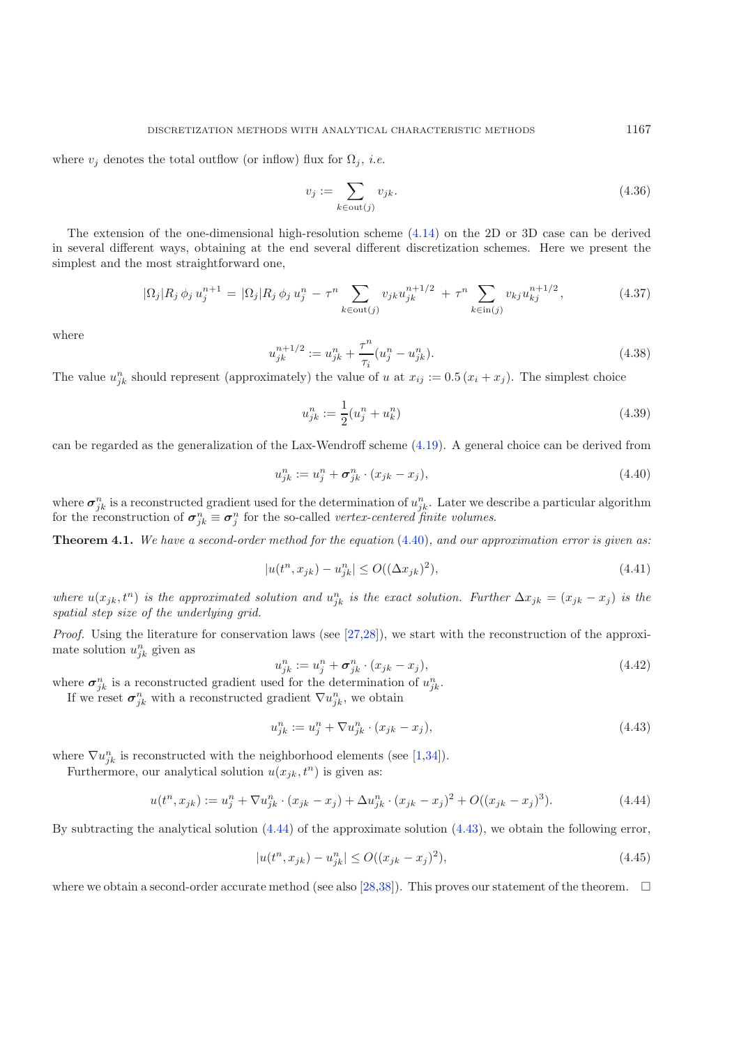where $v_j$ denotes the total outflow (or inflow) flux for $\Omega_j$, *i.e.*

$$v_j := \sum_{k \in \text{out}(j)} v_{jk}. \tag{4.36}$$

The extension of the one-dimensional high-resolution scheme (4.14) on the 2D or 3D case can be derived in several different ways, obtaining at the end several different discretization schemes. Here we present the simplest and the most straightforward one,

$$|\Omega_j| R_j \, \phi_j \, u_j^{n+1} = |\Omega_j| R_j \, \phi_j \, u_j^n - \tau^n \sum_{k \in \text{out}(j)} v_{jk} u_{jk}^{n+1/2} + \tau^n \sum_{k \in \text{in}(j)} v_{kj} u_{kj}^{n+1/2}, \tag{4.37}$$

where

$$u_{jk}^{n+1/2} := u_{jk}^n + \frac{\tau^n}{\tau_i}(u_j^n - u_{jk}^n). \tag{4.38}$$

The value $u_{jk}^n$ should represent (approximately) the value of $u$ at $x_{ij} := 0.5\,(x_i + x_j)$. The simplest choice

$$u_{jk}^n := \frac{1}{2}(u_j^n + u_k^n) \tag{4.39}$$

can be regarded as the generalization of the Lax-Wendroff scheme (4.19). A general choice can be derived from

$$u_{jk}^n := u_j^n + \boldsymbol{\sigma}_{jk}^n \cdot (x_{jk} - x_j), \tag{4.40}$$

where $\boldsymbol{\sigma}_{jk}^n$ is a reconstructed gradient used for the determination of $u_{jk}^n$. Later we describe a particular algorithm for the reconstruction of $\boldsymbol{\sigma}_{jk}^n \equiv \boldsymbol{\sigma}_j^n$ for the so-called *vertex-centered finite volumes*.

**Theorem 4.1.** *We have a second-order method for the equation* (4.40)*, and our approximation error is given as:*

$$|u(t^n, x_{jk}) - u_{jk}^n| \leq O((\Delta x_{jk})^2), \tag{4.41}$$

*where $u(x_{jk}, t^n)$ is the approximated solution and $u_{jk}^n$ is the exact solution. Further $\Delta x_{jk} = (x_{jk} - x_j)$ is the spatial step size of the underlying grid.*

*Proof.* Using the literature for conservation laws (see [27,28]), we start with the reconstruction of the approximate solution $u_{jk}^n$ given as

$$u_{jk}^n := u_j^n + \boldsymbol{\sigma}_{jk}^n \cdot (x_{jk} - x_j), \tag{4.42}$$

where $\boldsymbol{\sigma}_{jk}^n$ is a reconstructed gradient used for the determination of $u_{jk}^n$.

If we reset $\boldsymbol{\sigma}_{jk}^n$ with a reconstructed gradient $\nabla u_{jk}^n$, we obtain

$$u_{jk}^n := u_j^n + \nabla u_{jk}^n \cdot (x_{jk} - x_j), \tag{4.43}$$

where $\nabla u_{jk}^n$ is reconstructed with the neighborhood elements (see [1,34]).

Furthermore, our analytical solution $u(x_{jk}, t^n)$ is given as:

$$u(t^n, x_{jk}) := u_j^n + \nabla u_{jk}^n \cdot (x_{jk} - x_j) + \Delta u_{jk}^n \cdot (x_{jk} - x_j)^2 + O((x_{jk} - x_j)^3). \tag{4.44}$$

By subtracting the analytical solution (4.44) of the approximate solution (4.43), we obtain the following error,

$$|u(t^n, x_{jk}) - u_{jk}^n| \leq O((x_{jk} - x_j)^2), \tag{4.45}$$

where we obtain a second-order accurate method (see also [28,38]). This proves our statement of the theorem. $\square$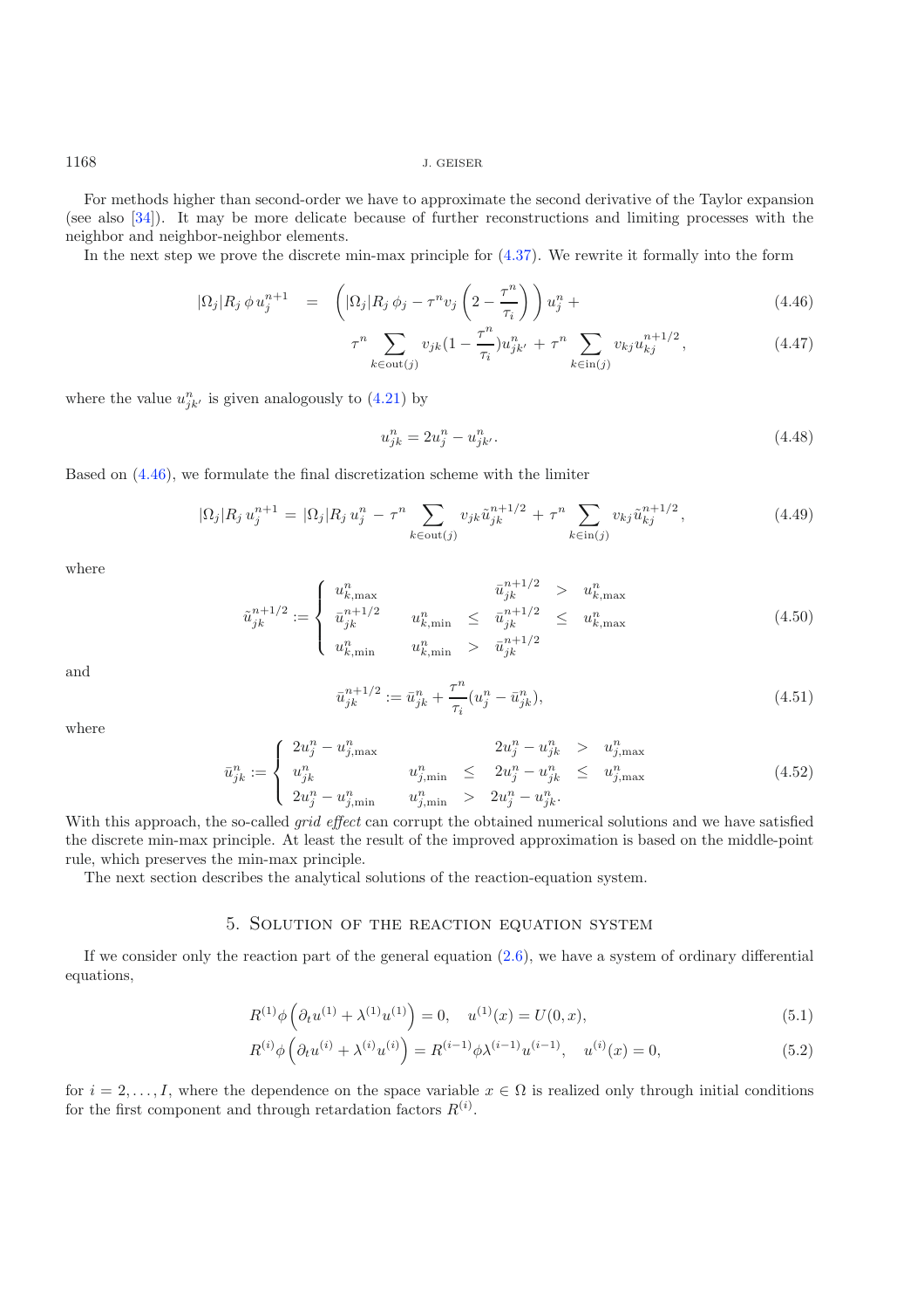For methods higher than second-order we have to approximate the second derivative of the Taylor expansion (see also [34]). It may be more delicate because of further reconstructions and limiting processes with the neighbor and neighbor-neighbor elements.

In the next step we prove the discrete min-max principle for (4.37). We rewrite it formally into the form

$$
|\Omega_j| R_j \, \phi \, u_j^{n+1} \quad = \quad \left( |\Omega_j| R_j \, \phi_j - \tau^n v_j \left( 2 - \frac{\tau^n}{\tau_i} \right) \right) u_j^n + \tag{4.46}
$$

$$
\tau^n \sum_{k \in \text{out}(j)} v_{jk} (1 - \frac{\tau^n}{\tau_i}) u_{jk'}^n + \tau^n \sum_{k \in \text{in}(j)} v_{kj} u_{kj}^{n+1/2}, \tag{4.47}
$$

where the value $u_{jk'}^n$ is given analogously to (4.21) by

$$
u_{jk}^n = 2 u_j^n - u_{jk'}^n. \tag{4.48}
$$

Based on (4.46), we formulate the final discretization scheme with the limiter

$$
|\Omega_j| R_j \, u_j^{n+1} = |\Omega_j| R_j \, u_j^n - \tau^n \sum_{k \in \text{out}(j)} v_{jk} \tilde{u}_{jk}^{n+1/2} + \tau^n \sum_{k \in \text{in}(j)} v_{kj} \tilde{u}_{kj}^{n+1/2}, \tag{4.49}
$$

where

$$
\tilde{u}_{jk}^{n+1/2} := \begin{cases} u_{k,\max}^n & \bar{u}_{jk}^{n+1/2} > u_{k,\max}^n \\ \bar{u}_{jk}^{n+1/2} & u_{k,\min}^n \leq \bar{u}_{jk}^{n+1/2} \leq u_{k,\max}^n \\ u_{k,\min}^n & u_{k,\min}^n > \bar{u}_{jk}^{n+1/2} \end{cases} \tag{4.50}
$$

and

$$
\bar{u}_{jk}^{n+1/2} := \bar{u}_{jk}^n + \frac{\tau^n}{\tau_i} (u_j^n - \bar{u}_{jk}^n), \tag{4.51}
$$

where

$$
\bar{u}_{jk}^n := \begin{cases} 2u_j^n - u_{j,\max}^n & 2u_j^n - u_{jk}^n > u_{j,\max}^n \\ u_{jk}^n & u_{j,\min}^n \leq 2u_j^n - u_{jk}^n \leq u_{j,\max}^n \\ 2u_j^n - u_{j,\min}^n & u_{j,\min}^n > 2u_j^n - u_{jk}^n. \end{cases} \tag{4.52}
$$

With this approach, the so-called *grid effect* can corrupt the obtained numerical solutions and we have satisfied the discrete min-max principle. At least the result of the improved approximation is based on the middle-point rule, which preserves the min-max principle.

The next section describes the analytical solutions of the reaction-equation system.

## 5. Solution of the reaction equation system

If we consider only the reaction part of the general equation (2.6), we have a system of ordinary differential equations,

$$
R^{(1)} \phi \left( \partial_t u^{(1)} + \lambda^{(1)} u^{(1)} \right) = 0, \quad u^{(1)}(x) = U(0, x), \tag{5.1}
$$

$$
R^{(i)} \phi \left( \partial_t u^{(i)} + \lambda^{(i)} u^{(i)} \right) = R^{(i-1)} \phi \lambda^{(i-1)} u^{(i-1)}, \quad u^{(i)}(x) = 0, \tag{5.2}
$$

for $i = 2, \ldots, I$, where the dependence on the space variable $x \in \Omega$ is realized only through initial conditions for the first component and through retardation factors $R^{(i)}$.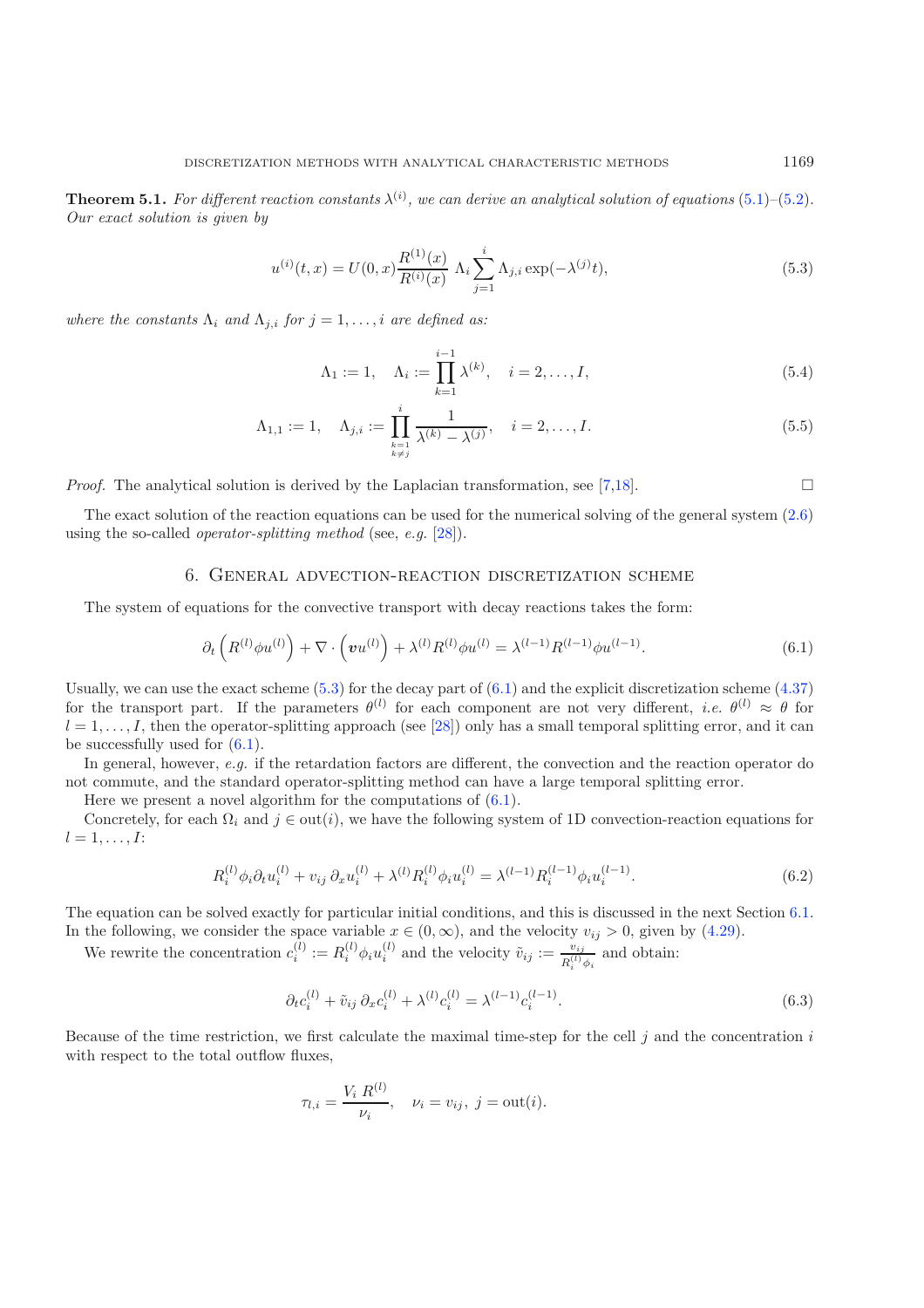**Theorem 5.1.** *For different reaction constants $\lambda^{(i)}$, we can derive an analytical solution of equations* (5.1)–(5.2). *Our exact solution is given by*

$$u^{(i)}(t,x) = U(0,x)\frac{R^{(1)}(x)}{R^{(i)}(x)}\ \Lambda_i \sum_{j=1}^{i} \Lambda_{j,i} \exp(-\lambda^{(j)} t), \tag{5.3}$$

*where the constants $\Lambda_i$ and $\Lambda_{j,i}$ for $j = 1, \ldots, i$ are defined as:*

$$\Lambda_1 := 1, \quad \Lambda_i := \prod_{k=1}^{i-1} \lambda^{(k)}, \quad i = 2, \ldots, I, \tag{5.4}$$

$$\Lambda_{1,1} := 1, \quad \Lambda_{j,i} := \prod_{\substack{k=1 \\ k \neq j}}^{i} \frac{1}{\lambda^{(k)} - \lambda^{(j)}}, \quad i = 2, \ldots, I. \tag{5.5}$$

*Proof.* The analytical solution is derived by the Laplacian transformation, see [7,18]. □

The exact solution of the reaction equations can be used for the numerical solving of the general system (2.6) using the so-called *operator-splitting method* (see, *e.g.* [28]).

## 6. General advection-reaction discretization scheme

The system of equations for the convective transport with decay reactions takes the form:

$$\partial_t \left( R^{(l)} \phi u^{(l)} \right) + \nabla \cdot \left( \boldsymbol{v} u^{(l)} \right) + \lambda^{(l)} R^{(l)} \phi u^{(l)} = \lambda^{(l-1)} R^{(l-1)} \phi u^{(l-1)}. \tag{6.1}$$

Usually, we can use the exact scheme (5.3) for the decay part of (6.1) and the explicit discretization scheme (4.37) for the transport part. If the parameters $\theta^{(l)}$ for each component are not very different, *i.e.* $\theta^{(l)} \approx \theta$ for $l = 1, \ldots, I$, then the operator-splitting approach (see [28]) only has a small temporal splitting error, and it can be successfully used for (6.1).

In general, however, *e.g.* if the retardation factors are different, the convection and the reaction operator do not commute, and the standard operator-splitting method can have a large temporal splitting error.

Here we present a novel algorithm for the computations of (6.1).

Concretely, for each $\Omega_i$ and $j \in \text{out}(i)$, we have the following system of 1D convection-reaction equations for $l = 1, \ldots, I$:

$$R_i^{(l)} \phi_i \partial_t u_i^{(l)} + v_{ij}\, \partial_x u_i^{(l)} + \lambda^{(l)} R_i^{(l)} \phi_i u_i^{(l)} = \lambda^{(l-1)} R_i^{(l-1)} \phi_i u_i^{(l-1)}. \tag{6.2}$$

The equation can be solved exactly for particular initial conditions, and this is discussed in the next Section 6.1. In the following, we consider the space variable $x \in (0, \infty)$, and the velocity $v_{ij} > 0$, given by (4.29).

We rewrite the concentration $c_i^{(l)} := R_i^{(l)} \phi_i u_i^{(l)}$ and the velocity $\tilde{v}_{ij} := \frac{v_{ij}}{R_i^{(l)} \phi_i}$ and obtain:

$$\partial_t c_i^{(l)} + \tilde{v}_{ij}\, \partial_x c_i^{(l)} + \lambda^{(l)} c_i^{(l)} = \lambda^{(l-1)} c_i^{(l-1)}. \tag{6.3}$$

Because of the time restriction, we first calculate the maximal time-step for the cell $j$ and the concentration $i$ with respect to the total outflow fluxes,

$$\tau_{l,i} = \frac{V_i\, R^{(l)}}{\nu_i}, \quad \nu_i = v_{ij},\ j = \text{out}(i).$$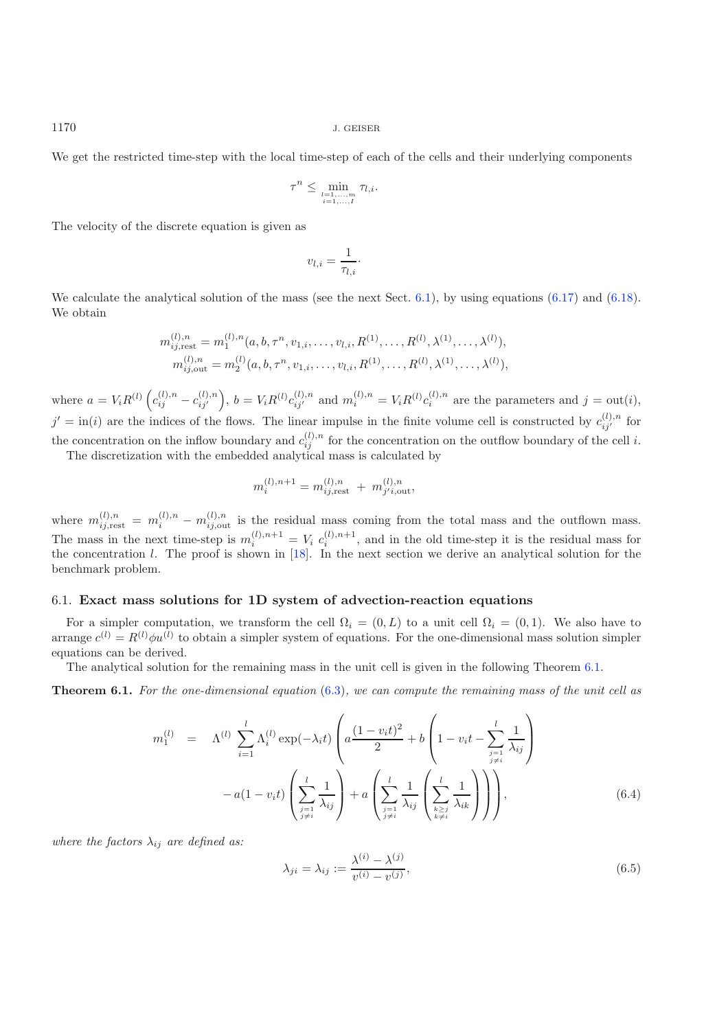We get the restricted time-step with the local time-step of each of the cells and their underlying components

$$\tau^n \leq \min_{\substack{l=1,\ldots,m \\ i=1,\ldots,I}} \tau_{l,i}.$$

The velocity of the discrete equation is given as

$$v_{l,i} = \frac{1}{\tau_{l,i}}.$$

We calculate the analytical solution of the mass (see the next Sect. 6.1), by using equations (6.17) and (6.18). We obtain

$$m_{ij,\text{rest}}^{(l),n} = m_1^{(l),n}(a, b, \tau^n, v_{1,i}, \ldots, v_{l,i}, R^{(1)}, \ldots, R^{(l)}, \lambda^{(1)}, \ldots, \lambda^{(l)}),$$
$$m_{ij,\text{out}}^{(l),n} = m_2^{(l)}(a, b, \tau^n, v_{1,i}, \ldots, v_{l,i}, R^{(1)}, \ldots, R^{(l)}, \lambda^{(1)}, \ldots, \lambda^{(l)}),$$

where $a = V_i R^{(l)} \left( c_{ij}^{(l),n} - c_{ij'}^{(l),n} \right)$, $b = V_i R^{(l)} c_{ij'}^{(l),n}$ and $m_i^{(l),n} = V_i R^{(l)} c_i^{(l),n}$ are the parameters and $j = \text{out}(i)$, $j' = \text{in}(i)$ are the indices of the flows. The linear impulse in the finite volume cell is constructed by $c_{ij'}^{(l),n}$ for the concentration on the inflow boundary and $c_{ij}^{(l),n}$ for the concentration on the outflow boundary of the cell $i$.

The discretization with the embedded analytical mass is calculated by

$$m_i^{(l),n+1} = m_{ij,\text{rest}}^{(l),n} + m_{j'i,\text{out}}^{(l),n},$$

where $m_{ij,\text{rest}}^{(l),n} = m_i^{(l),n} - m_{ij,\text{out}}^{(l),n}$ is the residual mass coming from the total mass and the outflown mass. The mass in the next time-step is $m_i^{(l),n+1} = V_i \; c_i^{(l),n+1}$, and in the old time-step it is the residual mass for the concentration $l$. The proof is shown in [18]. In the next section we derive an analytical solution for the benchmark problem.

## 6.1. Exact mass solutions for 1D system of advection-reaction equations

For a simpler computation, we transform the cell $\Omega_i = (0, L)$ to a unit cell $\Omega_i = (0, 1)$. We also have to arrange $c^{(l)} = R^{(l)} \phi u^{(l)}$ to obtain a simpler system of equations. For the one-dimensional mass solution simpler equations can be derived.

The analytical solution for the remaining mass in the unit cell is given in the following Theorem 6.1.

**Theorem 6.1.** *For the one-dimensional equation (6.3), we can compute the remaining mass of the unit cell as*

$$\begin{aligned} m_1^{(l)} \;\; = \;\; & \Lambda^{(l)} \sum_{i=1}^{l} \Lambda_i^{(l)} \exp(-\lambda_i t) \left( a \frac{(1 - v_i t)^2}{2} + b \left( 1 - v_i t - \sum_{\substack{j=1 \\ j \neq i}}^{l} \frac{1}{\lambda_{ij}} \right) \right. \\ & \left. - a(1 - v_i t) \left( \sum_{\substack{j=1 \\ j \neq i}}^{l} \frac{1}{\lambda_{ij}} \right) + a \left( \sum_{\substack{j=1 \\ j \neq i}}^{l} \frac{1}{\lambda_{ij}} \left( \sum_{\substack{k \geq j \\ k \neq i}}^{l} \frac{1}{\lambda_{ik}} \right) \right) \right), \end{aligned} \tag{6.4}$$

*where the factors $\lambda_{ij}$ are defined as:*

$$\lambda_{ji} = \lambda_{ij} := \frac{\lambda^{(i)} - \lambda^{(j)}}{v^{(i)} - v^{(j)}}, \tag{6.5}$$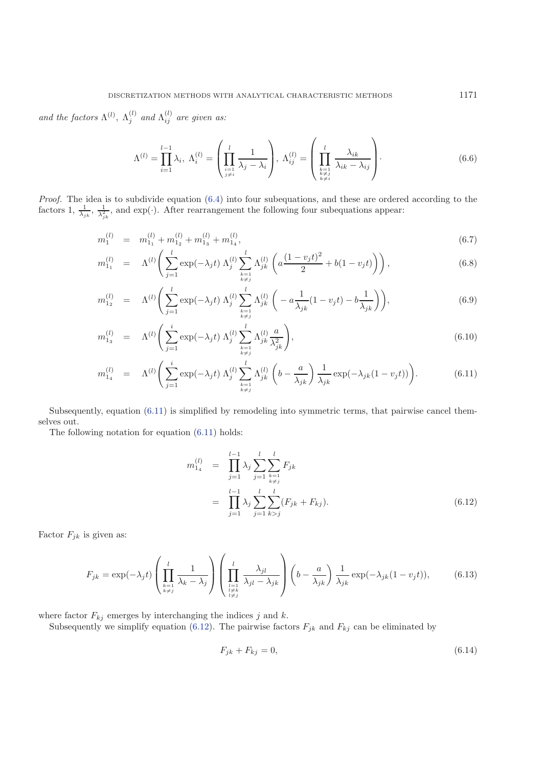*and the factors* $\Lambda^{(l)}$, $\Lambda_j^{(l)}$ *and* $\Lambda_{ij}^{(l)}$ *are given as:*

$$\Lambda^{(l)} = \prod_{i=1}^{l-1} \lambda_i, \; \Lambda_i^{(l)} = \left( \prod_{\substack{i=1 \\ j \neq i}}^{l} \frac{1}{\lambda_j - \lambda_i} \right), \; \Lambda_{ij}^{(l)} = \left( \prod_{\substack{k=1 \\ k \neq j \\ k \neq i}}^{l} \frac{\lambda_{ik}}{\lambda_{ik} - \lambda_{ij}} \right) \cdot \tag{6.6}$$

*Proof.* The idea is to subdivide equation (6.4) into four subequations, and these are ordered according to the factors 1, $\frac{1}{\lambda_{jk}}$, $\frac{1}{\lambda_{jk}^2}$, and $\exp(\cdot)$. After rearrangement the following four subequations appear:

$$m_1^{(l)} = m_{1_1}^{(l)} + m_{1_2}^{(l)} + m_{1_3}^{(l)} + m_{1_4}^{(l)}, \tag{6.7}$$

$$m_{1_1}^{(l)} = \Lambda^{(l)} \left( \sum_{j=1}^{l} \exp(-\lambda_j t) \, \Lambda_j^{(l)} \sum_{\substack{k=1 \\ k \neq j}}^{l} \Lambda_{jk}^{(l)} \left( a \frac{(1 - v_j t)^2}{2} + b(1 - v_j t) \right) \right), \tag{6.8}$$

$$m_{1_2}^{(l)} = \Lambda^{(l)} \left( \sum_{j=1}^{l} \exp(-\lambda_j t) \, \Lambda_j^{(l)} \sum_{\substack{k=1 \\ k \neq j}}^{l} \Lambda_{jk}^{(l)} \left( -a \frac{1}{\lambda_{jk}} (1 - v_j t) - b \frac{1}{\lambda_{jk}} \right) \right), \tag{6.9}$$

$$m_{1_3}^{(l)} = \Lambda^{(l)} \left( \sum_{j=1}^{i} \exp(-\lambda_j t) \, \Lambda_j^{(l)} \sum_{\substack{k=1 \\ k \neq j}}^{l} \Lambda_{jk}^{(l)} \frac{a}{\lambda_{jk}^2} \right), \tag{6.10}$$

$$m_{1_4}^{(l)} = \Lambda^{(l)} \left( \sum_{j=1}^{i} \exp(-\lambda_j t) \, \Lambda_j^{(l)} \sum_{\substack{k=1 \\ k \neq j}}^{l} \Lambda_{jk}^{(l)} \left( b - \frac{a}{\lambda_{jk}} \right) \frac{1}{\lambda_{jk}} \exp(-\lambda_{jk}(1 - v_j t)) \right). \tag{6.11}$$

Subsequently, equation (6.11) is simplified by remodeling into symmetric terms, that pairwise cancel themselves out.

The following notation for equation (6.11) holds:

$$\begin{aligned} m_{1_4}^{(l)} &= \prod_{j=1}^{l-1} \lambda_j \sum_{j=1}^{l} \sum_{\substack{k=1 \\ k \neq j}}^{l} F_{jk} \\ &= \prod_{j=1}^{l-1} \lambda_j \sum_{j=1}^{l} \sum_{k > j}^{l} (F_{jk} + F_{kj}). \end{aligned} \tag{6.12}$$

Factor $F_{jk}$ is given as:

$$F_{jk} = \exp(-\lambda_j t) \left( \prod_{\substack{k=1 \\ k \neq j}}^{l} \frac{1}{\lambda_k - \lambda_j} \right) \left( \prod_{\substack{l=1 \\ l \neq k \\ l \neq j}}^{l} \frac{\lambda_{jl}}{\lambda_{jl} - \lambda_{jk}} \right) \left( b - \frac{a}{\lambda_{jk}} \right) \frac{1}{\lambda_{jk}} \exp(-\lambda_{jk}(1 - v_j t)), \tag{6.13}$$

where factor $F_{kj}$ emerges by interchanging the indices $j$ and $k$.

Subsequently we simplify equation (6.12). The pairwise factors $F_{jk}$ and $F_{kj}$ can be eliminated by

$$F_{jk} + F_{kj} = 0, \tag{6.14}$$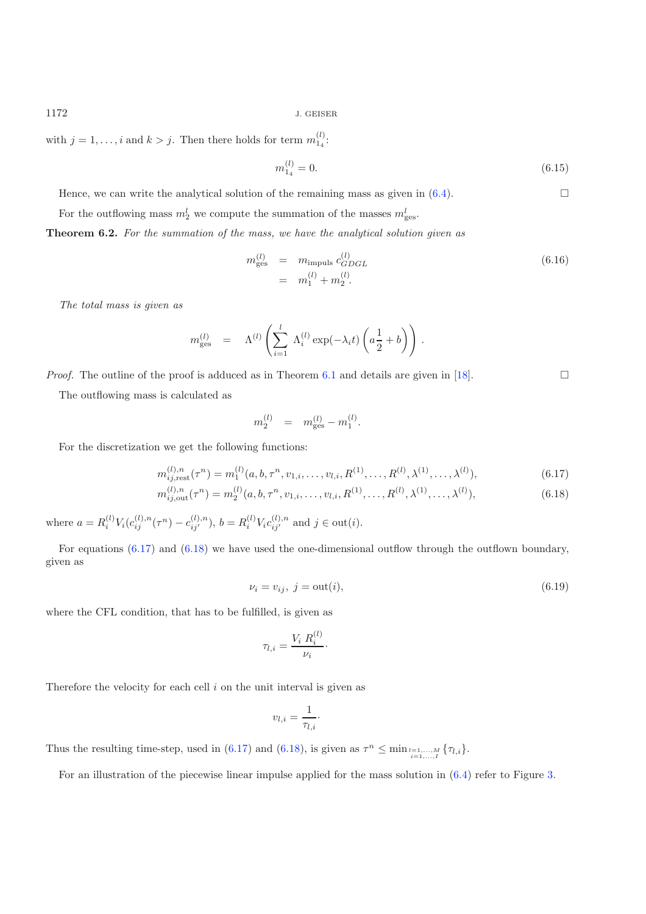with $j = 1, \ldots, i$ and $k > j$. Then there holds for term $m_{1_4}^{(l)}$:

$$m_{1_4}^{(l)} = 0. \tag{6.15}$$

Hence, we can write the analytical solution of the remaining mass as given in (6.4). □

For the outflowing mass $m_2^l$ we compute the summation of the masses $m_{\text{ges}}^l$.

**Theorem 6.2.** *For the summation of the mass, we have the analytical solution given as*

$$\begin{aligned} m_{\text{ges}}^{(l)} &= m_{\text{impuls}} \, c_{GDGL}^{(l)} \\ &= m_1^{(l)} + m_2^{(l)}. \end{aligned} \tag{6.16}$$

*The total mass is given as*

$$m_{\text{ges}}^{(l)} \quad = \quad \Lambda^{(l)} \left( \sum_{i=1}^{l} \Lambda_i^{(l)} \exp(-\lambda_i t) \left( a \frac{1}{2} + b \right) \right) .$$

*Proof.* The outline of the proof is adduced as in Theorem 6.1 and details are given in [18]. □

The outflowing mass is calculated as

$$m_2^{(l)} \quad = \quad m_{\text{ges}}^{(l)} - m_1^{(l)}.$$

For the discretization we get the following functions:

$$m_{ij,\text{rest}}^{(l),n}(\tau^n) = m_1^{(l)}(a, b, \tau^n, v_{1,i}, \ldots, v_{l,i}, R^{(1)}, \ldots, R^{(l)}, \lambda^{(1)}, \ldots, \lambda^{(l)}), \tag{6.17}$$

$$m_{ij,\text{out}}^{(l),n}(\tau^n) = m_2^{(l)}(a, b, \tau^n, v_{1,i}, \ldots, v_{l,i}, R^{(1)}, \ldots, R^{(l)}, \lambda^{(1)}, \ldots, \lambda^{(l)}), \tag{6.18}$$

where $a = R_i^{(l)} V_i (c_{ij}^{(l),n}(\tau^n) - c_{ij'}^{(l),n})$, $b = R_i^{(l)} V_i c_{ij'}^{(l),n}$ and $j \in \text{out}(i)$.

For equations (6.17) and (6.18) we have used the one-dimensional outflow through the outflown boundary, given as

$$\nu_i = v_{ij}, \; j = \text{out}(i), \tag{6.19}$$

where the CFL condition, that has to be fulfilled, is given as

$$\tau_{l,i} = \frac{V_i \, R_i^{(l)}}{\nu_i} \cdot$$

Therefore the velocity for each cell $i$ on the unit interval is given as

$$v_{l,i} = \frac{1}{\tau_{l,i}} \cdot$$

Thus the resulting time-step, used in (6.17) and (6.18), is given as $\tau^n \leq \min_{\substack{l=1,\ldots,M \\ i=1,\ldots,I}} \{\tau_{l,i}\}$.

For an illustration of the piecewise linear impulse applied for the mass solution in (6.4) refer to Figure 3.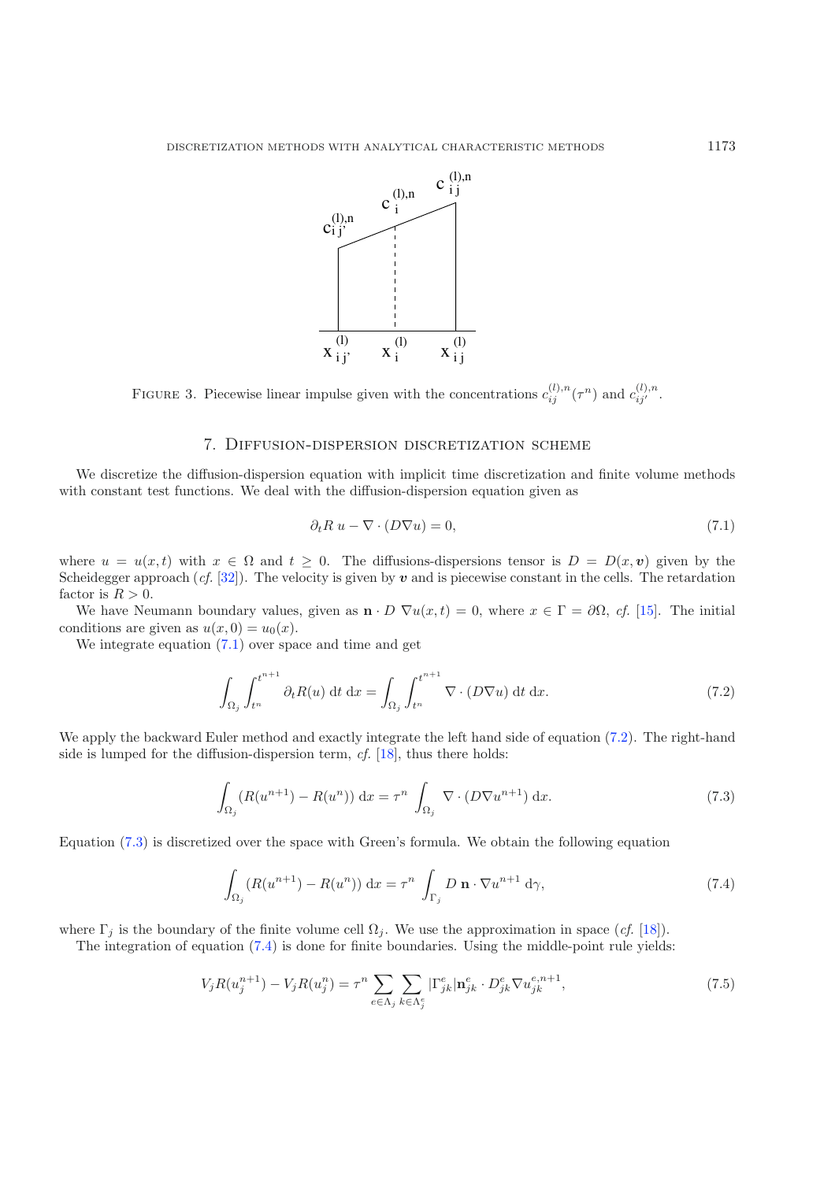FIGURE 3. Piecewise linear impulse given with the concentrations $c_{ij}^{(l),n}(\tau^n)$ and $c_{ij'}^{(l),n}$.

## 7. Diffusion-dispersion discretization scheme

We discretize the diffusion-dispersion equation with implicit time discretization and finite volume methods with constant test functions. We deal with the diffusion-dispersion equation given as

$$\partial_t R\, u - \nabla \cdot (D \nabla u) = 0, \tag{7.1}$$

where $u = u(x,t)$ with $x \in \Omega$ and $t \geq 0$. The diffusions-dispersions tensor is $D = D(x, \boldsymbol{v})$ given by the Scheidegger approach (*cf.* [32]). The velocity is given by $\boldsymbol{v}$ and is piecewise constant in the cells. The retardation factor is $R > 0$.

We have Neumann boundary values, given as $\mathbf{n} \cdot D\ \nabla u(x,t) = 0$, where $x \in \Gamma = \partial\Omega$, *cf.* [15]. The initial conditions are given as $u(x,0) = u_0(x)$.

We integrate equation (7.1) over space and time and get

$$\int_{\Omega_j} \int_{t^n}^{t^{n+1}} \partial_t R(u)\ \mathrm{d}t\ \mathrm{d}x = \int_{\Omega_j} \int_{t^n}^{t^{n+1}} \nabla \cdot (D \nabla u)\ \mathrm{d}t\ \mathrm{d}x. \tag{7.2}$$

We apply the backward Euler method and exactly integrate the left hand side of equation (7.2). The right-hand side is lumped for the diffusion-dispersion term, *cf.* [18], thus there holds:

$$\int_{\Omega_j} (R(u^{n+1}) - R(u^n))\ \mathrm{d}x = \tau^n \int_{\Omega_j} \nabla \cdot (D \nabla u^{n+1})\ \mathrm{d}x. \tag{7.3}$$

Equation (7.3) is discretized over the space with Green's formula. We obtain the following equation

$$\int_{\Omega_j} (R(u^{n+1}) - R(u^n))\ \mathrm{d}x = \tau^n \int_{\Gamma_j} D\ \mathbf{n} \cdot \nabla u^{n+1}\ \mathrm{d}\gamma, \tag{7.4}$$

where $\Gamma_j$ is the boundary of the finite volume cell $\Omega_j$. We use the approximation in space (*cf.* [18]).

The integration of equation (7.4) is done for finite boundaries. Using the middle-point rule yields:

$$V_j R(u_j^{n+1}) - V_j R(u_j^n) = \tau^n \sum_{e \in \Lambda_j} \sum_{k \in \Lambda_j^e} |\Gamma_{jk}^e| \mathbf{n}_{jk}^e \cdot D_{jk}^e \nabla u_{jk}^{e,n+1}, \tag{7.5}$$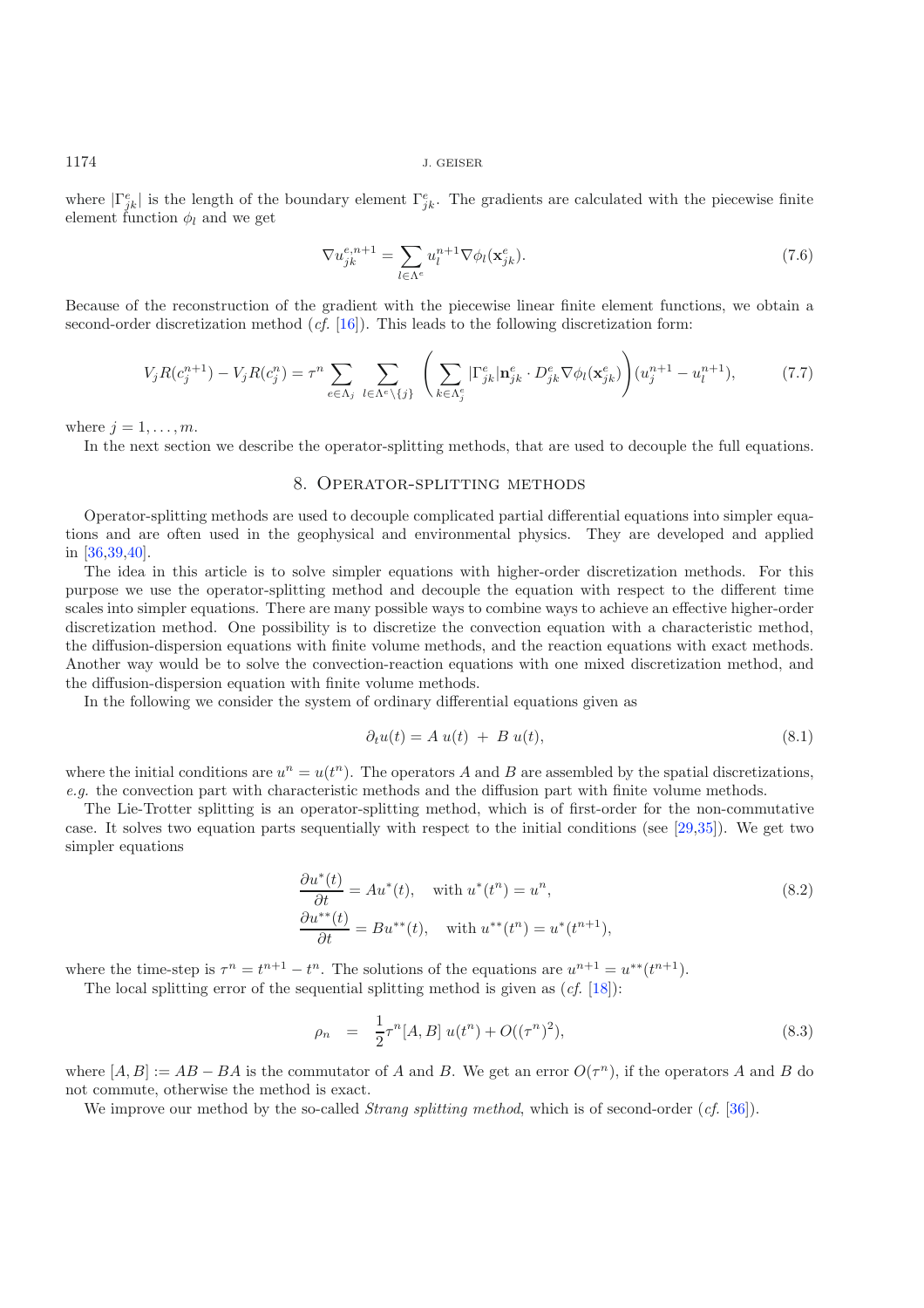where $|\Gamma^e_{jk}|$ is the length of the boundary element $\Gamma^e_{jk}$. The gradients are calculated with the piecewise finite element function $\phi_l$ and we get

$$\nabla u^{e,n+1}_{jk} = \sum_{l \in \Lambda^e} u^{n+1}_l \nabla \phi_l(\mathbf{x}^e_{jk}). \tag{7.6}$$

Because of the reconstruction of the gradient with the piecewise linear finite element functions, we obtain a second-order discretization method (*cf.* [16]). This leads to the following discretization form:

$$V_j R(c^{n+1}_j) - V_j R(c^n_j) = \tau^n \sum_{e \in \Lambda_j} \sum_{l \in \Lambda^e \setminus \{j\}} \left( \sum_{k \in \Lambda^e_j} |\Gamma^e_{jk}| \mathbf{n}^e_{jk} \cdot D^e_{jk} \nabla \phi_l(\mathbf{x}^e_{jk}) \right) (u^{n+1}_j - u^{n+1}_l), \tag{7.7}$$

where $j = 1, \ldots, m$.

In the next section we describe the operator-splitting methods, that are used to decouple the full equations.

## 8. Operator-splitting methods

Operator-splitting methods are used to decouple complicated partial differential equations into simpler equations and are often used in the geophysical and environmental physics. They are developed and applied in [36,39,40].

The idea in this article is to solve simpler equations with higher-order discretization methods. For this purpose we use the operator-splitting method and decouple the equation with respect to the different time scales into simpler equations. There are many possible ways to combine ways to achieve an effective higher-order discretization method. One possibility is to discretize the convection equation with a characteristic method, the diffusion-dispersion equations with finite volume methods, and the reaction equations with exact methods. Another way would be to solve the convection-reaction equations with one mixed discretization method, and the diffusion-dispersion equation with finite volume methods.

In the following we consider the system of ordinary differential equations given as

$$\partial_t u(t) = A\, u(t) \;+\; B\, u(t), \tag{8.1}$$

where the initial conditions are $u^n = u(t^n)$. The operators $A$ and $B$ are assembled by the spatial discretizations, *e.g.* the convection part with characteristic methods and the diffusion part with finite volume methods.

The Lie-Trotter splitting is an operator-splitting method, which is of first-order for the non-commutative case. It solves two equation parts sequentially with respect to the initial conditions (see [29,35]). We get two simpler equations

$$\begin{aligned} \frac{\partial u^*(t)}{\partial t} &= A u^*(t), \quad \text{with } u^*(t^n) = u^n, \\ \frac{\partial u^{**}(t)}{\partial t} &= B u^{**}(t), \quad \text{with } u^{**}(t^n) = u^*(t^{n+1}), \end{aligned} \tag{8.2}$$

where the time-step is $\tau^n = t^{n+1} - t^n$. The solutions of the equations are $u^{n+1} = u^{**}(t^{n+1})$.

The local splitting error of the sequential splitting method is given as (*cf.* [18]):

$$\rho_n \;\;=\;\; \frac{1}{2} \tau^n [A, B]\, u(t^n) + O((\tau^n)^2), \tag{8.3}$$

where $[A, B] := AB - BA$ is the commutator of $A$ and $B$. We get an error $O(\tau^n)$, if the operators $A$ and $B$ do not commute, otherwise the method is exact.

We improve our method by the so-called *Strang splitting method*, which is of second-order (*cf.* [36]).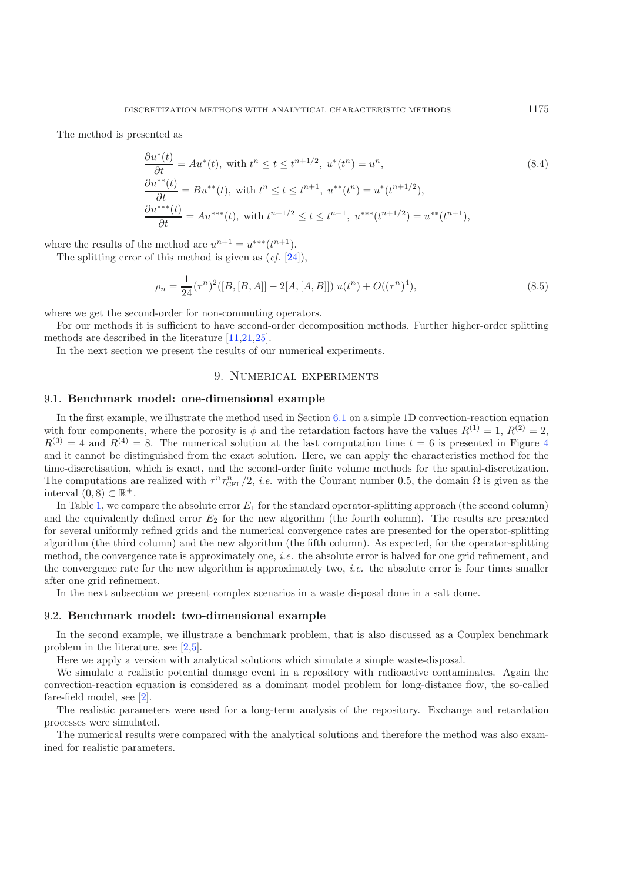The method is presented as

$$
\begin{aligned}
&\frac{\partial u^*(t)}{\partial t} = Au^*(t), \text{ with } t^n \leq t \leq t^{n+1/2},\ u^*(t^n) = u^n, \\
&\frac{\partial u^{**}(t)}{\partial t} = Bu^{**}(t), \text{ with } t^n \leq t \leq t^{n+1},\ u^{**}(t^n) = u^*(t^{n+1/2}), \\
&\frac{\partial u^{***}(t)}{\partial t} = Au^{***}(t), \text{ with } t^{n+1/2} \leq t \leq t^{n+1},\ u^{***}(t^{n+1/2}) = u^{**}(t^{n+1}),
\end{aligned}
\tag{8.4}
$$

where the results of the method are $u^{n+1} = u^{***}(t^{n+1})$.

The splitting error of this method is given as (*cf.* [24]),

$$
\rho_n = \frac{1}{24}(\tau^n)^2([B,[B,A]] - 2[A,[A,B]])\ u(t^n) + O((\tau^n)^4), \tag{8.5}
$$

where we get the second-order for non-commuting operators.

For our methods it is sufficient to have second-order decomposition methods. Further higher-order splitting methods are described in the literature [11,21,25].

In the next section we present the results of our numerical experiments.

## 9. Numerical experiments

### 9.1. Benchmark model: one-dimensional example

In the first example, we illustrate the method used in Section 6.1 on a simple 1D convection-reaction equation with four components, where the porosity is $\phi$ and the retardation factors have the values $R^{(1)} = 1$, $R^{(2)} = 2$, $R^{(3)} = 4$ and $R^{(4)} = 8$. The numerical solution at the last computation time $t = 6$ is presented in Figure 4 and it cannot be distinguished from the exact solution. Here, we can apply the characteristics method for the time-discretisation, which is exact, and the second-order finite volume methods for the spatial-discretization. The computations are realized with $\tau^n \tau^n_{\mathrm{CFL}}/2$, *i.e.* with the Courant number 0.5, the domain $\Omega$ is given as the interval $(0, 8) \subset \mathbb{R}^+$.

In Table 1, we compare the absolute error $E_1$ for the standard operator-splitting approach (the second column) and the equivalently defined error $E_2$ for the new algorithm (the fourth column). The results are presented for several uniformly refined grids and the numerical convergence rates are presented for the operator-splitting algorithm (the third column) and the new algorithm (the fifth column). As expected, for the operator-splitting method, the convergence rate is approximately one, *i.e.* the absolute error is halved for one grid refinement, and the convergence rate for the new algorithm is approximately two, *i.e.* the absolute error is four times smaller after one grid refinement.

In the next subsection we present complex scenarios in a waste disposal done in a salt dome.

### 9.2. Benchmark model: two-dimensional example

In the second example, we illustrate a benchmark problem, that is also discussed as a Couplex benchmark problem in the literature, see [2,5].

Here we apply a version with analytical solutions which simulate a simple waste-disposal.

We simulate a realistic potential damage event in a repository with radioactive contaminates. Again the convection-reaction equation is considered as a dominant model problem for long-distance flow, the so-called fare-field model, see [2].

The realistic parameters were used for a long-term analysis of the repository. Exchange and retardation processes were simulated.

The numerical results were compared with the analytical solutions and therefore the method was also examined for realistic parameters.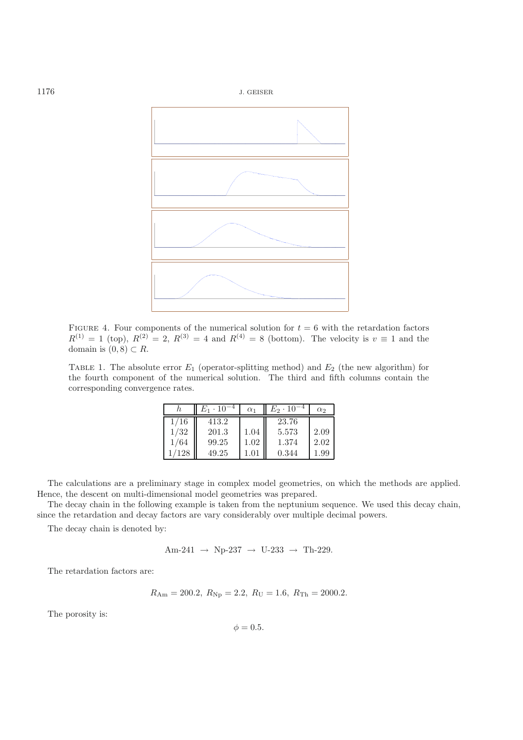FIGURE 4. Four components of the numerical solution for $t = 6$ with the retardation factors $R^{(1)} = 1$ (top), $R^{(2)} = 2$, $R^{(3)} = 4$ and $R^{(4)} = 8$ (bottom). The velocity is $v \equiv 1$ and the domain is $(0, 8) \subset R$.

TABLE 1. The absolute error $E_1$ (operator-splitting method) and $E_2$ (the new algorithm) for the fourth component of the numerical solution. The third and fifth columns contain the corresponding convergence rates.

| $h$ | $E_1 \cdot 10^{-4}$ | $\alpha_1$ | $E_2 \cdot 10^{-4}$ | $\alpha_2$ |
|---|---|---|---|---|
| $1/16$ | 413.2 | | 23.76 | |
| $1/32$ | 201.3 | 1.04 | 5.573 | 2.09 |
| $1/64$ | 99.25 | 1.02 | 1.374 | 2.02 |
| $1/128$ | 49.25 | 1.01 | 0.344 | 1.99 |

The calculations are a preliminary stage in complex model geometries, on which the methods are applied. Hence, the descent on multi-dimensional model geometries was prepared.

The decay chain in the following example is taken from the neptunium sequence. We used this decay chain, since the retardation and decay factors are vary considerably over multiple decimal powers.

The decay chain is denoted by:

$$\text{Am-241} \ \rightarrow \ \text{Np-237} \ \rightarrow \ \text{U-233} \ \rightarrow \ \text{Th-229}.$$

The retardation factors are:

$$R_{\text{Am}} = 200.2, \ R_{\text{Np}} = 2.2, \ R_{\text{U}} = 1.6, \ R_{\text{Th}} = 2000.2.$$

The porosity is:

$$\phi = 0.5.$$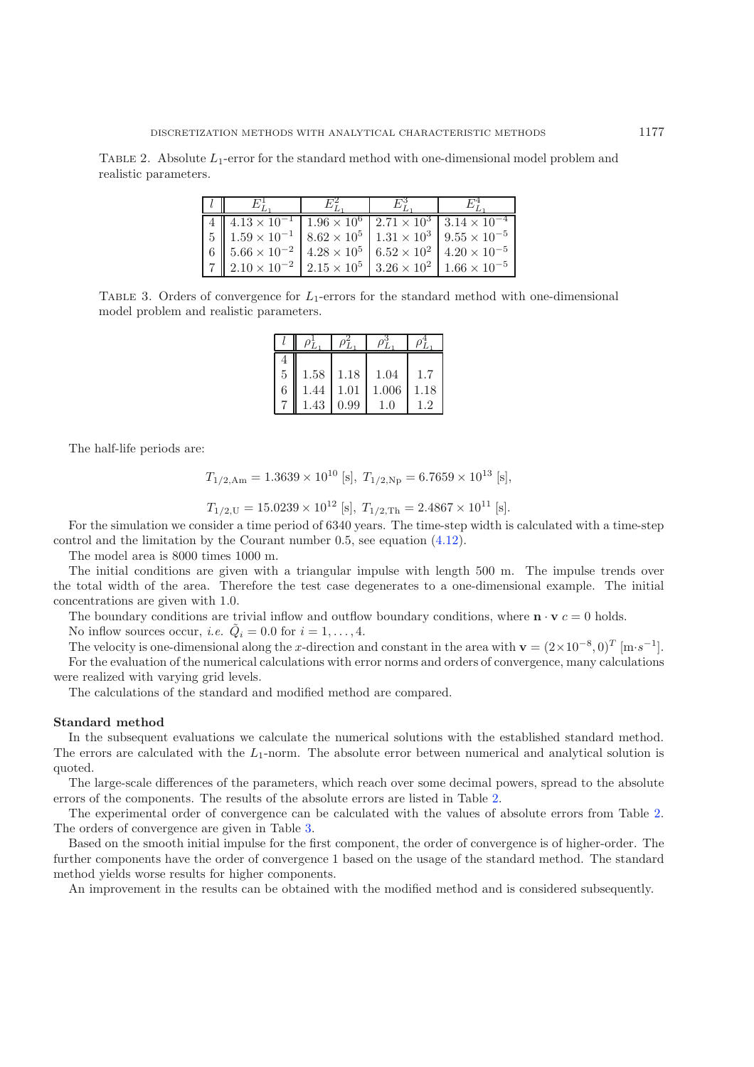Table 2. Absolute $L_1$-error for the standard method with one-dimensional model problem and realistic parameters.

| $l$ | $E^1_{L_1}$ | $E^2_{L_1}$ | $E^3_{L_1}$ | $E^4_{L_1}$ |
|---|---|---|---|---|
| 4 | $4.13 \times 10^{-1}$ | $1.96 \times 10^{6}$ | $2.71 \times 10^{3}$ | $3.14 \times 10^{-4}$ |
| 5 | $1.59 \times 10^{-1}$ | $8.62 \times 10^{5}$ | $1.31 \times 10^{3}$ | $9.55 \times 10^{-5}$ |
| 6 | $5.66 \times 10^{-2}$ | $4.28 \times 10^{5}$ | $6.52 \times 10^{2}$ | $4.20 \times 10^{-5}$ |
| 7 | $2.10 \times 10^{-2}$ | $2.15 \times 10^{5}$ | $3.26 \times 10^{2}$ | $1.66 \times 10^{-5}$ |

Table 3. Orders of convergence for $L_1$-errors for the standard method with one-dimensional model problem and realistic parameters.

| $l$ | $\rho^1_{L_1}$ | $\rho^2_{L_1}$ | $\rho^3_{L_1}$ | $\rho^4_{L_1}$ |
|---|---|---|---|---|
| 4 | | | | |
| 5 | 1.58 | 1.18 | 1.04 | 1.7 |
| 6 | 1.44 | 1.01 | 1.006 | 1.18 |
| 7 | 1.43 | 0.99 | 1.0 | 1.2 |

The half-life periods are:

$$T_{1/2,\mathrm{Am}} = 1.3639 \times 10^{10} \text{ [s]},\ T_{1/2,\mathrm{Np}} = 6.7659 \times 10^{13} \text{ [s]},$$

$$T_{1/2,\mathrm{U}} = 15.0239 \times 10^{12} \text{ [s]},\ T_{1/2,\mathrm{Th}} = 2.4867 \times 10^{11} \text{ [s]}.$$

For the simulation we consider a time period of 6340 years. The time-step width is calculated with a time-step control and the limitation by the Courant number 0.5, see equation (4.12).

The model area is 8000 times 1000 m.

The initial conditions are given with a triangular impulse with length 500 m. The impulse trends over the total width of the area. Therefore the test case degenerates to a one-dimensional example. The initial concentrations are given with 1.0.

The boundary conditions are trivial inflow and outflow boundary conditions, where $\mathbf{n} \cdot \mathbf{v}\, c = 0$ holds.

No inflow sources occur, *i.e.* $\tilde{Q}_i = 0.0$ for $i = 1, \ldots, 4$.

The velocity is one-dimensional along the $x$-direction and constant in the area with $\mathbf{v} = (2 \times 10^{-8}, 0)^T$ [m$\cdot s^{-1}$].

For the evaluation of the numerical calculations with error norms and orders of convergence, many calculations were realized with varying grid levels.

The calculations of the standard and modified method are compared.

**Standard method**

In the subsequent evaluations we calculate the numerical solutions with the established standard method. The errors are calculated with the $L_1$-norm. The absolute error between numerical and analytical solution is quoted.

The large-scale differences of the parameters, which reach over some decimal powers, spread to the absolute errors of the components. The results of the absolute errors are listed in Table 2.

The experimental order of convergence can be calculated with the values of absolute errors from Table 2. The orders of convergence are given in Table 3.

Based on the smooth initial impulse for the first component, the order of convergence is of higher-order. The further components have the order of convergence 1 based on the usage of the standard method. The standard method yields worse results for higher components.

An improvement in the results can be obtained with the modified method and is considered subsequently.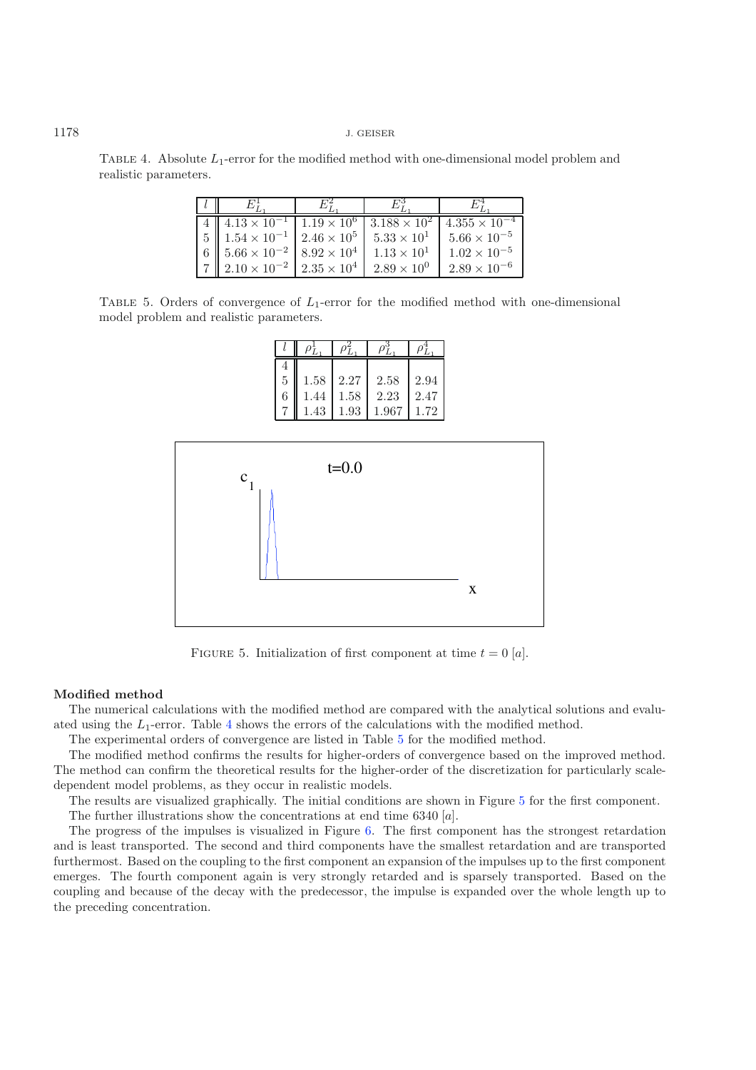TABLE 4. Absolute $L_1$-error for the modified method with one-dimensional model problem and realistic parameters.

| $l$ | $E^1_{L_1}$ | $E^2_{L_1}$ | $E^3_{L_1}$ | $E^4_{L_1}$ |
|---|---|---|---|---|
| 4 | $4.13 \times 10^{-1}$ | $1.19 \times 10^{6}$ | $3.188 \times 10^{2}$ | $4.355 \times 10^{-4}$ |
| 5 | $1.54 \times 10^{-1}$ | $2.46 \times 10^{5}$ | $5.33 \times 10^{1}$ | $5.66 \times 10^{-5}$ |
| 6 | $5.66 \times 10^{-2}$ | $8.92 \times 10^{4}$ | $1.13 \times 10^{1}$ | $1.02 \times 10^{-5}$ |
| 7 | $2.10 \times 10^{-2}$ | $2.35 \times 10^{4}$ | $2.89 \times 10^{0}$ | $2.89 \times 10^{-6}$ |

TABLE 5. Orders of convergence of $L_1$-error for the modified method with one-dimensional model problem and realistic parameters.

| $l$ | $\rho^1_{L_1}$ | $\rho^2_{L_1}$ | $\rho^3_{L_1}$ | $\rho^4_{L_1}$ |
|---|---|---|---|---|
| 4 | | | | |
| 5 | 1.58 | 2.27 | 2.58 | 2.94 |
| 6 | 1.44 | 1.58 | 2.23 | 2.47 |
| 7 | 1.43 | 1.93 | 1.967 | 1.72 |

FIGURE 5. Initialization of first component at time $t = 0$ $[a]$.

**Modified method**

The numerical calculations with the modified method are compared with the analytical solutions and evaluated using the $L_1$-error. Table 4 shows the errors of the calculations with the modified method.

The experimental orders of convergence are listed in Table 5 for the modified method.

The modified method confirms the results for higher-orders of convergence based on the improved method. The method can confirm the theoretical results for the higher-order of the discretization for particularly scale-dependent model problems, as they occur in realistic models.

The results are visualized graphically. The initial conditions are shown in Figure 5 for the first component.

The further illustrations show the concentrations at end time 6340 $[a]$.

The progress of the impulses is visualized in Figure 6. The first component has the strongest retardation and is least transported. The second and third components have the smallest retardation and are transported furthermost. Based on the coupling to the first component an expansion of the impulses up to the first component emerges. The fourth component again is very strongly retarded and is sparsely transported. Based on the coupling and because of the decay with the predecessor, the impulse is expanded over the whole length up to the preceding concentration.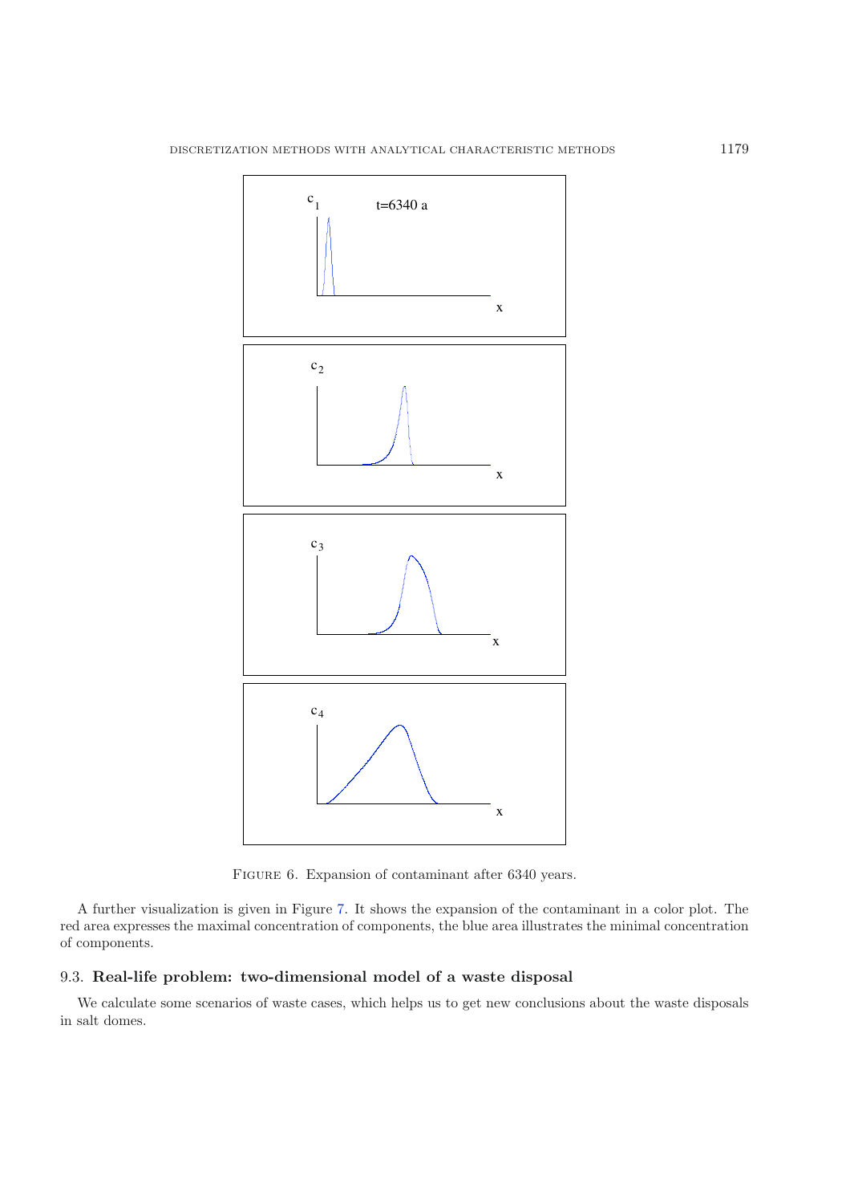Figure 6. Expansion of contaminant after 6340 years.

A further visualization is given in Figure 7. It shows the expansion of the contaminant in a color plot. The red area expresses the maximal concentration of components, the blue area illustrates the minimal concentration of components.

### 9.3. **Real-life problem: two-dimensional model of a waste disposal**

We calculate some scenarios of waste cases, which helps us to get new conclusions about the waste disposals in salt domes.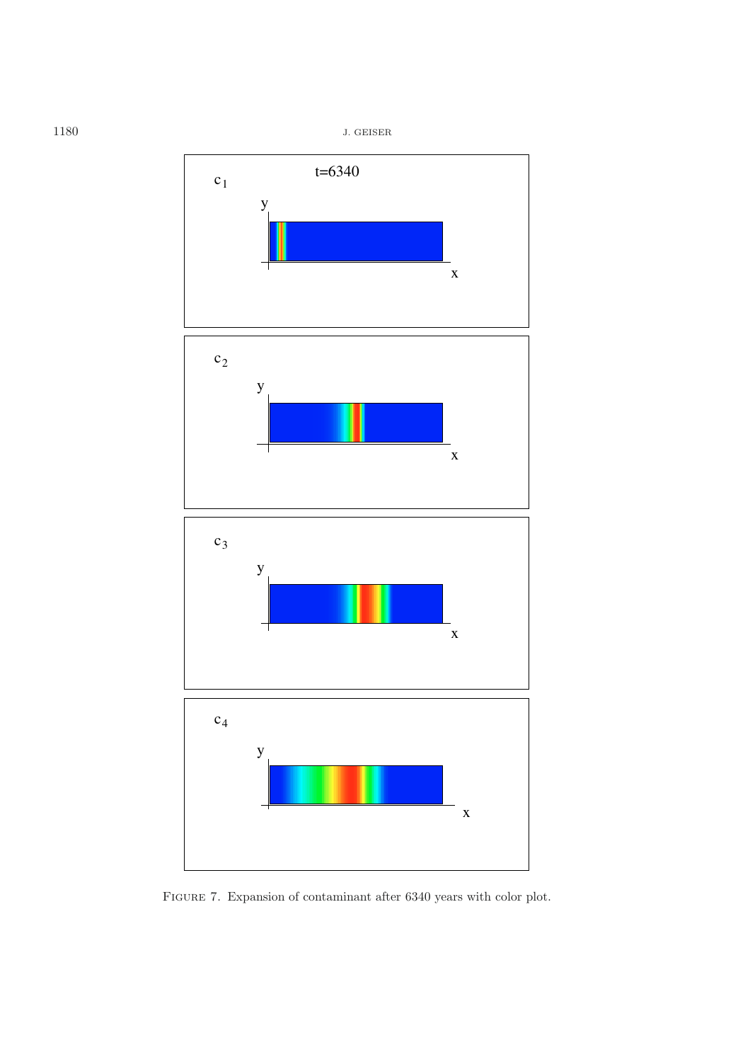Figure 7. Expansion of contaminant after 6340 years with color plot.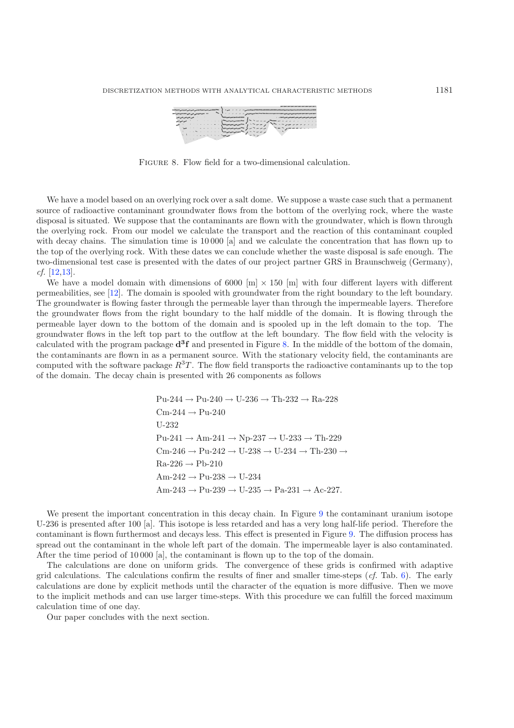FIGURE 8. Flow field for a two-dimensional calculation.

We have a model based on an overlying rock over a salt dome. We suppose a waste case such that a permanent source of radioactive contaminant groundwater flows from the bottom of the overlying rock, where the waste disposal is situated. We suppose that the contaminants are flown with the groundwater, which is flown through the overlying rock. From our model we calculate the transport and the reaction of this contaminant coupled with decay chains. The simulation time is 10 000 [a] and we calculate the concentration that has flown up to the top of the overlying rock. With these dates we can conclude whether the waste disposal is safe enough. The two-dimensional test case is presented with the dates of our project partner GRS in Braunschweig (Germany), *cf.* [12,13].

We have a model domain with dimensions of 6000 [m] $\times$ 150 [m] with four different layers with different permeabilities, see [12]. The domain is spooled with groundwater from the right boundary to the left boundary. The groundwater is flowing faster through the permeable layer than through the impermeable layers. Therefore the groundwater flows from the right boundary to the half middle of the domain. It is flowing through the permeable layer down to the bottom of the domain and is spooled up in the left domain to the top. The groundwater flows in the left top part to the outflow at the left boundary. The flow field with the velocity is calculated with the program package $\mathbf{d^3f}$ and presented in Figure 8. In the middle of the bottom of the domain, the contaminants are flown in as a permanent source. With the stationary velocity field, the contaminants are computed with the software package $R^3T$. The flow field transports the radioactive contaminants up to the top of the domain. The decay chain is presented with 26 components as follows

Pu-244 → Pu-240 → U-236 → Th-232 → Ra-228
Cm-244 → Pu-240
U-232
Pu-241 → Am-241 → Np-237 → U-233 → Th-229
Cm-246 → Pu-242 → U-238 → U-234 → Th-230 →
Ra-226 → Pb-210
Am-242 → Pu-238 → U-234
Am-243 → Pu-239 → U-235 → Pa-231 → Ac-227.

We present the important concentration in this decay chain. In Figure 9 the contaminant uranium isotope U-236 is presented after 100 [a]. This isotope is less retarded and has a very long half-life period. Therefore the contaminant is flown furthermost and decays less. This effect is presented in Figure 9. The diffusion process has spread out the contaminant in the whole left part of the domain. The impermeable layer is also contaminated. After the time period of 10 000 [a], the contaminant is flown up to the top of the domain.

The calculations are done on uniform grids. The convergence of these grids is confirmed with adaptive grid calculations. The calculations confirm the results of finer and smaller time-steps (*cf.* Tab. 6). The early calculations are done by explicit methods until the character of the equation is more diffusive. Then we move to the implicit methods and can use larger time-steps. With this procedure we can fulfill the forced maximum calculation time of one day.

Our paper concludes with the next section.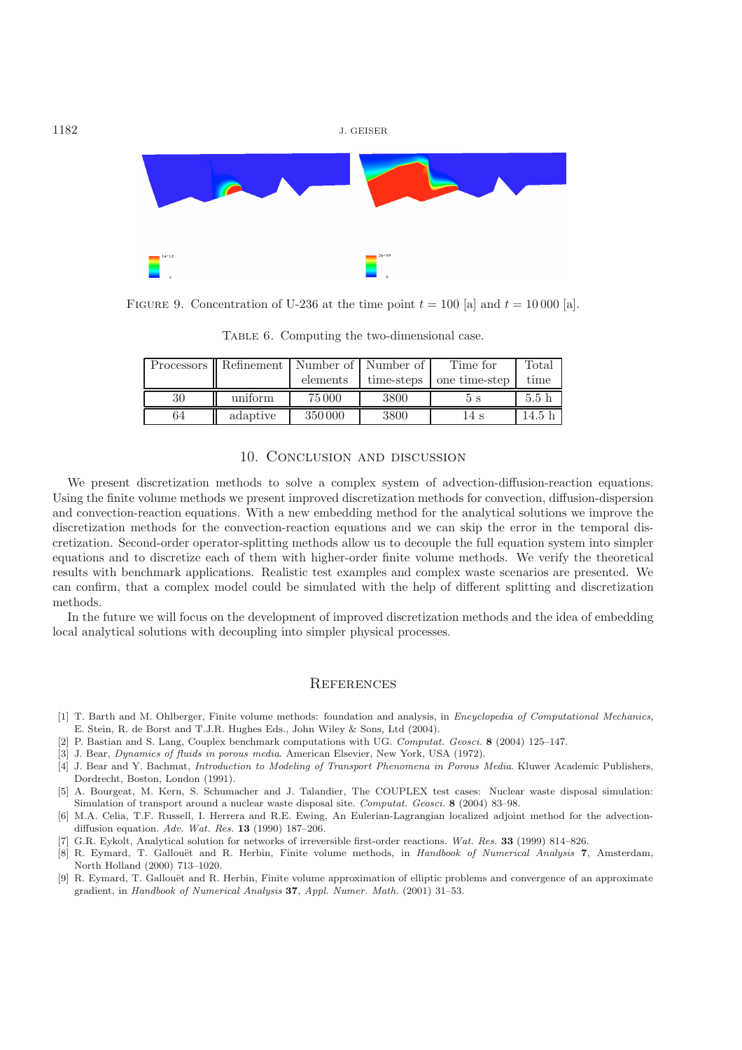FIGURE 9. Concentration of U-236 at the time point $t = 100$ [a] and $t = 10\,000$ [a].

TABLE 6. Computing the two-dimensional case.

| Processors | Refinement | Number of elements | Number of time-steps | Time for one time-step | Total time |
|---|---|---|---|---|---|
| 30 | uniform | 75 000 | 3800 | 5 s | 5.5 h |
| 64 | adaptive | 350 000 | 3800 | 14 s | 14.5 h |

## 10. Conclusion and discussion

We present discretization methods to solve a complex system of advection-diffusion-reaction equations. Using the finite volume methods we present improved discretization methods for convection, diffusion-dispersion and convection-reaction equations. With a new embedding method for the analytical solutions we improve the discretization methods for the convection-reaction equations and we can skip the error in the temporal discretization. Second-order operator-splitting methods allow us to decouple the full equation system into simpler equations and to discretize each of them with higher-order finite volume methods. We verify the theoretical results with benchmark applications. Realistic test examples and complex waste scenarios are presented. We can confirm, that a complex model could be simulated with the help of different splitting and discretization methods.

In the future we will focus on the development of improved discretization methods and the idea of embedding local analytical solutions with decoupling into simpler physical processes.

## References

[1] T. Barth and M. Ohlberger, Finite volume methods: foundation and analysis, in *Encyclopedia of Computational Mechanics*, E. Stein, R. de Borst and T.J.R. Hughes Eds., John Wiley & Sons, Ltd (2004).

[2] P. Bastian and S. Lang, Couplex benchmark computations with UG. *Computat. Geosci.* **8** (2004) 125–147.

[3] J. Bear, *Dynamics of fluids in porous media*. American Elsevier, New York, USA (1972).

[4] J. Bear and Y. Bachmat, *Introduction to Modeling of Transport Phenomena in Porous Media*. Kluwer Academic Publishers, Dordrecht, Boston, London (1991).

[5] A. Bourgeat, M. Kern, S. Schumacher and J. Talandier, The COUPLEX test cases: Nuclear waste disposal simulation: Simulation of transport around a nuclear waste disposal site. *Computat. Geosci.* **8** (2004) 83–98.

[6] M.A. Celia, T.F. Russell, I. Herrera and R.E. Ewing, An Eulerian-Lagrangian localized adjoint method for the advection-diffusion equation. *Adv. Wat. Res.* **13** (1990) 187–206.

[7] G.R. Eykolt, Analytical solution for networks of irreversible first-order reactions. *Wat. Res.* **33** (1999) 814–826.

[8] R. Eymard, T. Gallouët and R. Herbin, Finite volume methods, in *Handbook of Numerical Analysis* **7**, Amsterdam, North Holland (2000) 713–1020.

[9] R. Eymard, T. Gallouët and R. Herbin, Finite volume approximation of elliptic problems and convergence of an approximate gradient, in *Handbook of Numerical Analysis* **37**, *Appl. Numer. Math.* (2001) 31–53.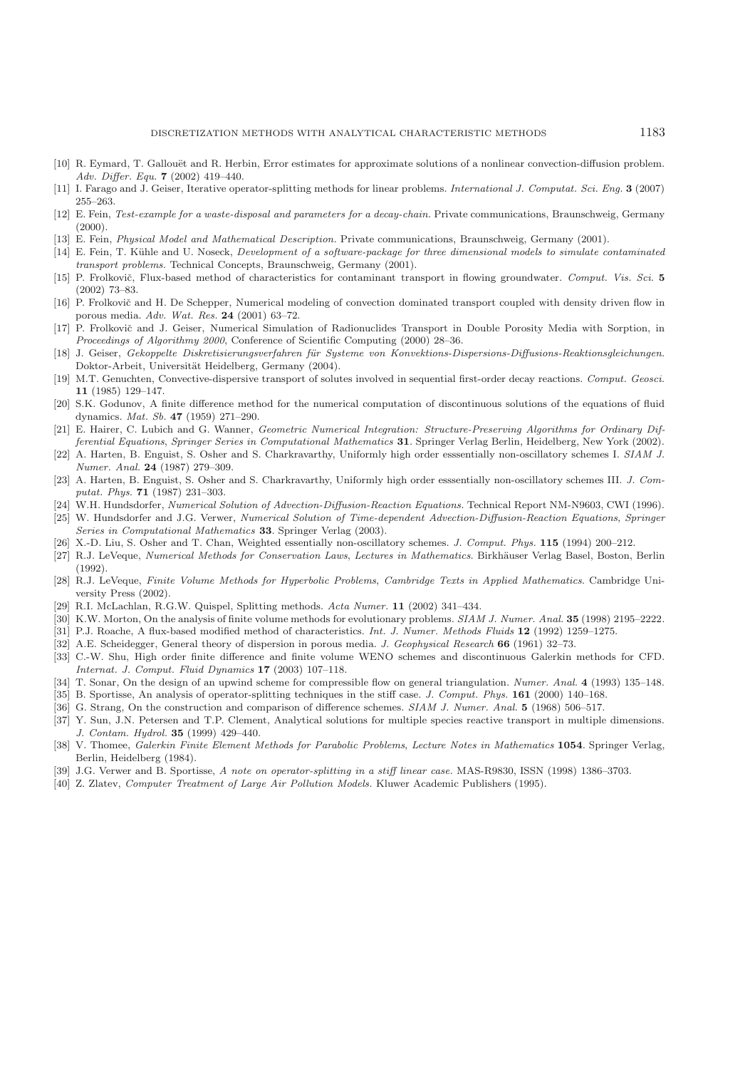[10] R. Eymard, T. Gallouët and R. Herbin, Error estimates for approximate solutions of a nonlinear convection-diffusion problem. *Adv. Differ. Equ.* **7** (2002) 419–440.

[11] I. Farago and J. Geiser, Iterative operator-splitting methods for linear problems. *International J. Computat. Sci. Eng.* **3** (2007) 255–263.

[12] E. Fein, *Test-example for a waste-disposal and parameters for a decay-chain.* Private communications, Braunschweig, Germany (2000).

[13] E. Fein, *Physical Model and Mathematical Description.* Private communications, Braunschweig, Germany (2001).

[14] E. Fein, T. Kühle and U. Noseck, *Development of a software-package for three dimensional models to simulate contaminated transport problems.* Technical Concepts, Braunschweig, Germany (2001).

[15] P. Frolkovič, Flux-based method of characteristics for contaminant transport in flowing groundwater. *Comput. Vis. Sci.* **5** (2002) 73–83.

[16] P. Frolkovič and H. De Schepper, Numerical modeling of convection dominated transport coupled with density driven flow in porous media. *Adv. Wat. Res.* **24** (2001) 63–72.

[17] P. Frolkovič and J. Geiser, Numerical Simulation of Radionuclides Transport in Double Porosity Media with Sorption, in *Proceedings of Algorithmy 2000*, Conference of Scientific Computing (2000) 28–36.

[18] J. Geiser, *Gekoppelte Diskretisierungsverfahren für Systeme von Konvektions-Dispersions-Diffusions-Reaktionsgleichungen.* Doktor-Arbeit, Universität Heidelberg, Germany (2004).

[19] M.T. Genuchten, Convective-dispersive transport of solutes involved in sequential first-order decay reactions. *Comput. Geosci.* **11** (1985) 129–147.

[20] S.K. Godunov, A finite difference method for the numerical computation of discontinuous solutions of the equations of fluid dynamics. *Mat. Sb.* **47** (1959) 271–290.

[21] E. Hairer, C. Lubich and G. Wanner, *Geometric Numerical Integration: Structure-Preserving Algorithms for Ordinary Differential Equations*, *Springer Series in Computational Mathematics* **31**. Springer Verlag Berlin, Heidelberg, New York (2002).

[22] A. Harten, B. Enguist, S. Osher and S. Charkravarthy, Uniformly high order esssentially non-oscillatory schemes I. *SIAM J. Numer. Anal.* **24** (1987) 279–309.

[23] A. Harten, B. Enguist, S. Osher and S. Charkravarthy, Uniformly high order esssentially non-oscillatory schemes III. *J. Computat. Phys.* **71** (1987) 231–303.

[24] W.H. Hundsdorfer, *Numerical Solution of Advection-Diffusion-Reaction Equations.* Technical Report NM-N9603, CWI (1996).

[25] W. Hundsdorfer and J.G. Verwer, *Numerical Solution of Time-dependent Advection-Diffusion-Reaction Equations*, *Springer Series in Computational Mathematics* **33**. Springer Verlag (2003).

[26] X.-D. Liu, S. Osher and T. Chan, Weighted essentially non-oscillatory schemes. *J. Comput. Phys.* **115** (1994) 200–212.

[27] R.J. LeVeque, *Numerical Methods for Conservation Laws*, *Lectures in Mathematics*. Birkhäuser Verlag Basel, Boston, Berlin (1992).

[28] R.J. LeVeque, *Finite Volume Methods for Hyperbolic Problems*, *Cambridge Texts in Applied Mathematics*. Cambridge University Press (2002).

[29] R.I. McLachlan, R.G.W. Quispel, Splitting methods. *Acta Numer.* **11** (2002) 341–434.

[30] K.W. Morton, On the analysis of finite volume methods for evolutionary problems. *SIAM J. Numer. Anal.* **35** (1998) 2195–2222.

[31] P.J. Roache, A flux-based modified method of characteristics. *Int. J. Numer. Methods Fluids* **12** (1992) 1259–1275.

[32] A.E. Scheidegger, General theory of dispersion in porous media. *J. Geophysical Research* **66** (1961) 32–73.

[33] C.-W. Shu, High order finite difference and finite volume WENO schemes and discontinuous Galerkin methods for CFD. *Internat. J. Comput. Fluid Dynamics* **17** (2003) 107–118.

[34] T. Sonar, On the design of an upwind scheme for compressible flow on general triangulation. *Numer. Anal.* **4** (1993) 135–148.

[35] B. Sportisse, An analysis of operator-splitting techniques in the stiff case. *J. Comput. Phys.* **161** (2000) 140–168.

[36] G. Strang, On the construction and comparison of difference schemes. *SIAM J. Numer. Anal.* **5** (1968) 506–517.

[37] Y. Sun, J.N. Petersen and T.P. Clement, Analytical solutions for multiple species reactive transport in multiple dimensions. *J. Contam. Hydrol.* **35** (1999) 429–440.

[38] V. Thomee, *Galerkin Finite Element Methods for Parabolic Problems*, *Lecture Notes in Mathematics* **1054**. Springer Verlag, Berlin, Heidelberg (1984).

[39] J.G. Verwer and B. Sportisse, *A note on operator-splitting in a stiff linear case.* MAS-R9830, ISSN (1998) 1386–3703.

[40] Z. Zlatev, *Computer Treatment of Large Air Pollution Models.* Kluwer Academic Publishers (1995).